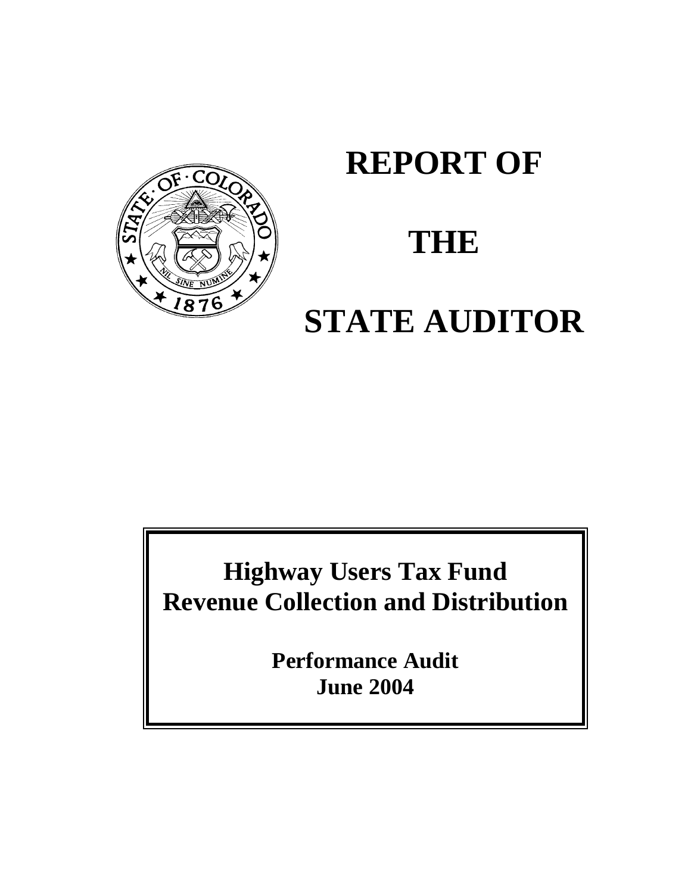# REPORT OF

# THE

# STATE AUDITOR

## Highway Users Tax Fund
## Revenue Collection and Distribution

**Performance Audit**
**June 2004**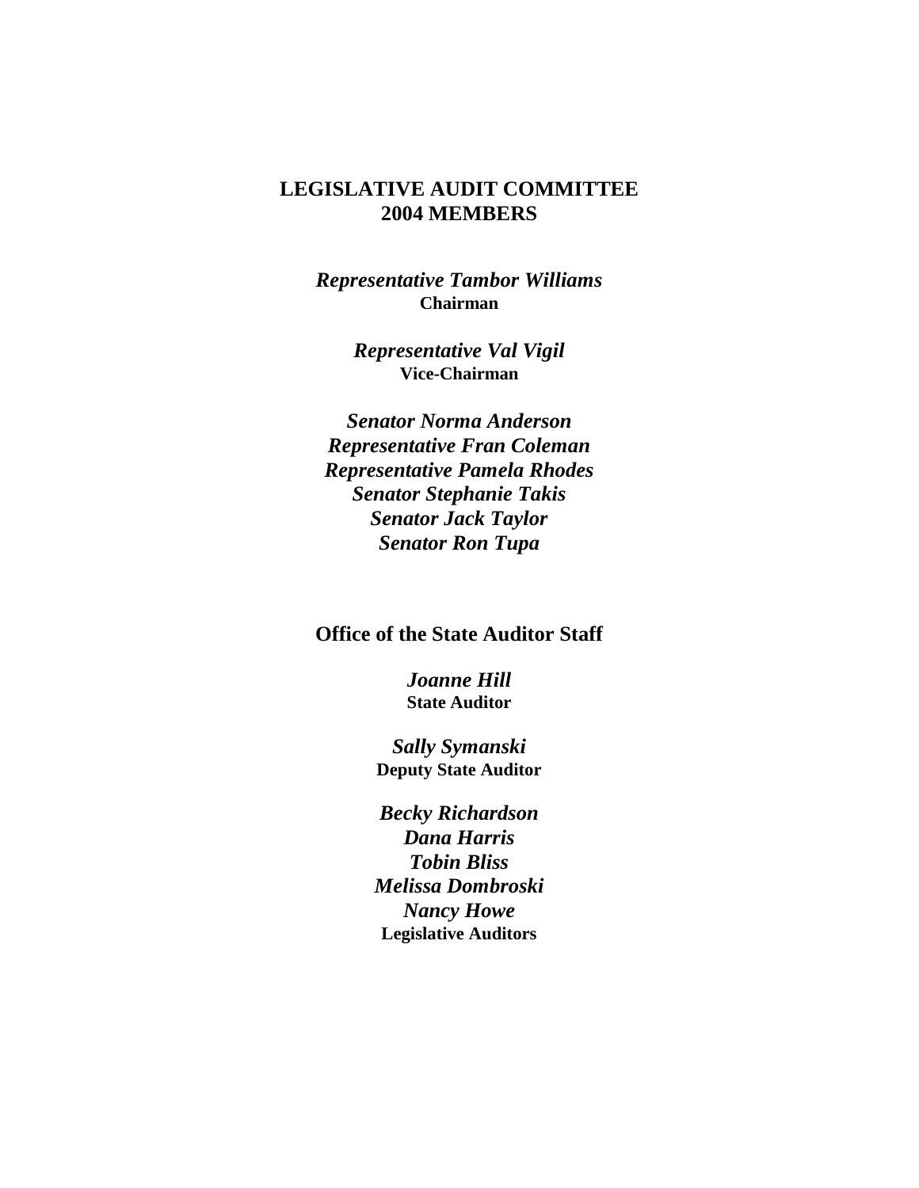# LEGISLATIVE AUDIT COMMITTEE
# 2004 MEMBERS

***Representative Tambor Williams***
**Chairman**

***Representative Val Vigil***
**Vice-Chairman**

***Senator Norma Anderson***
***Representative Fran Coleman***
***Representative Pamela Rhodes***
***Senator Stephanie Takis***
***Senator Jack Taylor***
***Senator Ron Tupa***

## Office of the State Auditor Staff

***Joanne Hill***
**State Auditor**

***Sally Symanski***
**Deputy State Auditor**

***Becky Richardson***
***Dana Harris***
***Tobin Bliss***
***Melissa Dombroski***
***Nancy Howe***
**Legislative Auditors**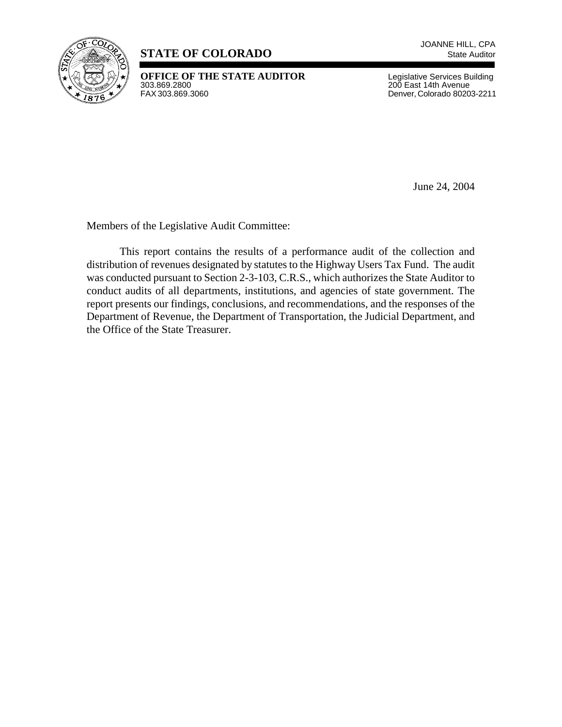**STATE OF COLORADO**

JOANNE HILL, CPA
State Auditor

**OFFICE OF THE STATE AUDITOR**
303.869.2800
FAX 303.869.3060

Legislative Services Building
200 East 14th Avenue
Denver, Colorado 80203-2211

June 24, 2004

Members of the Legislative Audit Committee:

This report contains the results of a performance audit of the collection and distribution of revenues designated by statutes to the Highway Users Tax Fund. The audit was conducted pursuant to Section 2-3-103, C.R.S., which authorizes the State Auditor to conduct audits of all departments, institutions, and agencies of state government. The report presents our findings, conclusions, and recommendations, and the responses of the Department of Revenue, the Department of Transportation, the Judicial Department, and the Office of the State Treasurer.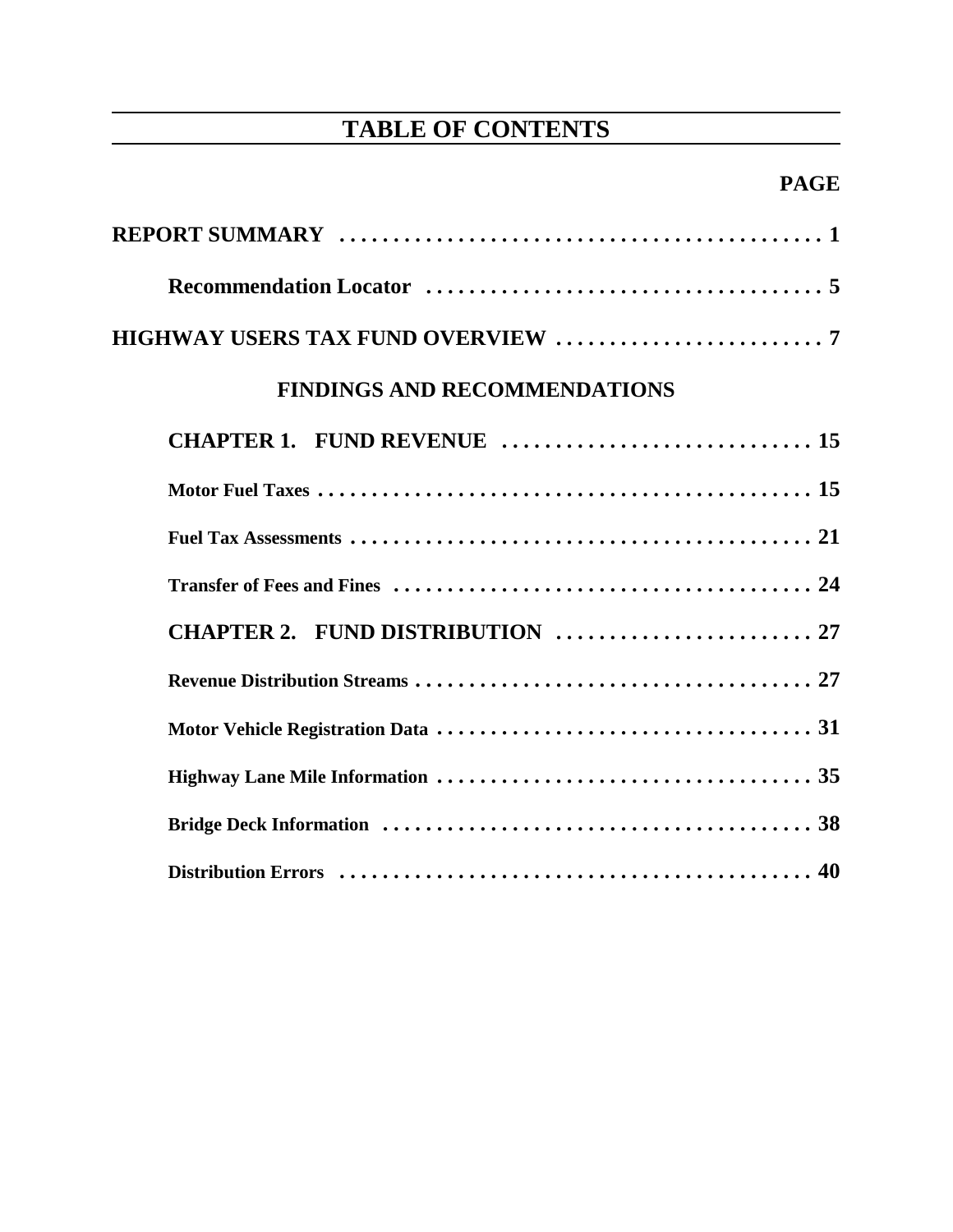# TABLE OF CONTENTS

| | PAGE |
|---|---|
| **REPORT SUMMARY** | **1** |
| **Recommendation Locator** | **5** |
| **HIGHWAY USERS TAX FUND OVERVIEW** | **7** |

## FINDINGS AND RECOMMENDATIONS

| | |
|---|---|
| **CHAPTER 1. FUND REVENUE** | **15** |
| **Motor Fuel Taxes** | **15** |
| **Fuel Tax Assessments** | **21** |
| **Transfer of Fees and Fines** | **24** |
| **CHAPTER 2. FUND DISTRIBUTION** | **27** |
| **Revenue Distribution Streams** | **27** |
| **Motor Vehicle Registration Data** | **31** |
| **Highway Lane Mile Information** | **35** |
| **Bridge Deck Information** | **38** |
| **Distribution Errors** | **40** |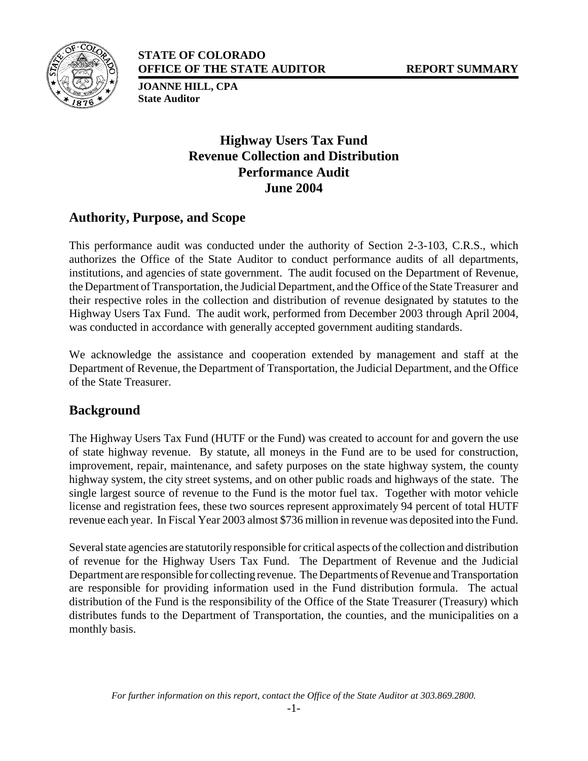**STATE OF COLORADO**
**OFFICE OF THE STATE AUDITOR** **REPORT SUMMARY**

**JOANNE HILL, CPA**
**State Auditor**

# Highway Users Tax Fund Revenue Collection and Distribution Performance Audit June 2004

## Authority, Purpose, and Scope

This performance audit was conducted under the authority of Section 2-3-103, C.R.S., which authorizes the Office of the State Auditor to conduct performance audits of all departments, institutions, and agencies of state government. The audit focused on the Department of Revenue, the Department of Transportation, the Judicial Department, and the Office of the State Treasurer and their respective roles in the collection and distribution of revenue designated by statutes to the Highway Users Tax Fund. The audit work, performed from December 2003 through April 2004, was conducted in accordance with generally accepted government auditing standards.

We acknowledge the assistance and cooperation extended by management and staff at the Department of Revenue, the Department of Transportation, the Judicial Department, and the Office of the State Treasurer.

## Background

The Highway Users Tax Fund (HUTF or the Fund) was created to account for and govern the use of state highway revenue. By statute, all moneys in the Fund are to be used for construction, improvement, repair, maintenance, and safety purposes on the state highway system, the county highway system, the city street systems, and on other public roads and highways of the state. The single largest source of revenue to the Fund is the motor fuel tax. Together with motor vehicle license and registration fees, these two sources represent approximately 94 percent of total HUTF revenue each year. In Fiscal Year 2003 almost $736 million in revenue was deposited into the Fund.

Several state agencies are statutorily responsible for critical aspects of the collection and distribution of revenue for the Highway Users Tax Fund. The Department of Revenue and the Judicial Department are responsible for collecting revenue. The Departments of Revenue and Transportation are responsible for providing information used in the Fund distribution formula. The actual distribution of the Fund is the responsibility of the Office of the State Treasurer (Treasury) which distributes funds to the Department of Transportation, the counties, and the municipalities on a monthly basis.

*For further information on this report, contact the Office of the State Auditor at 303.869.2800.*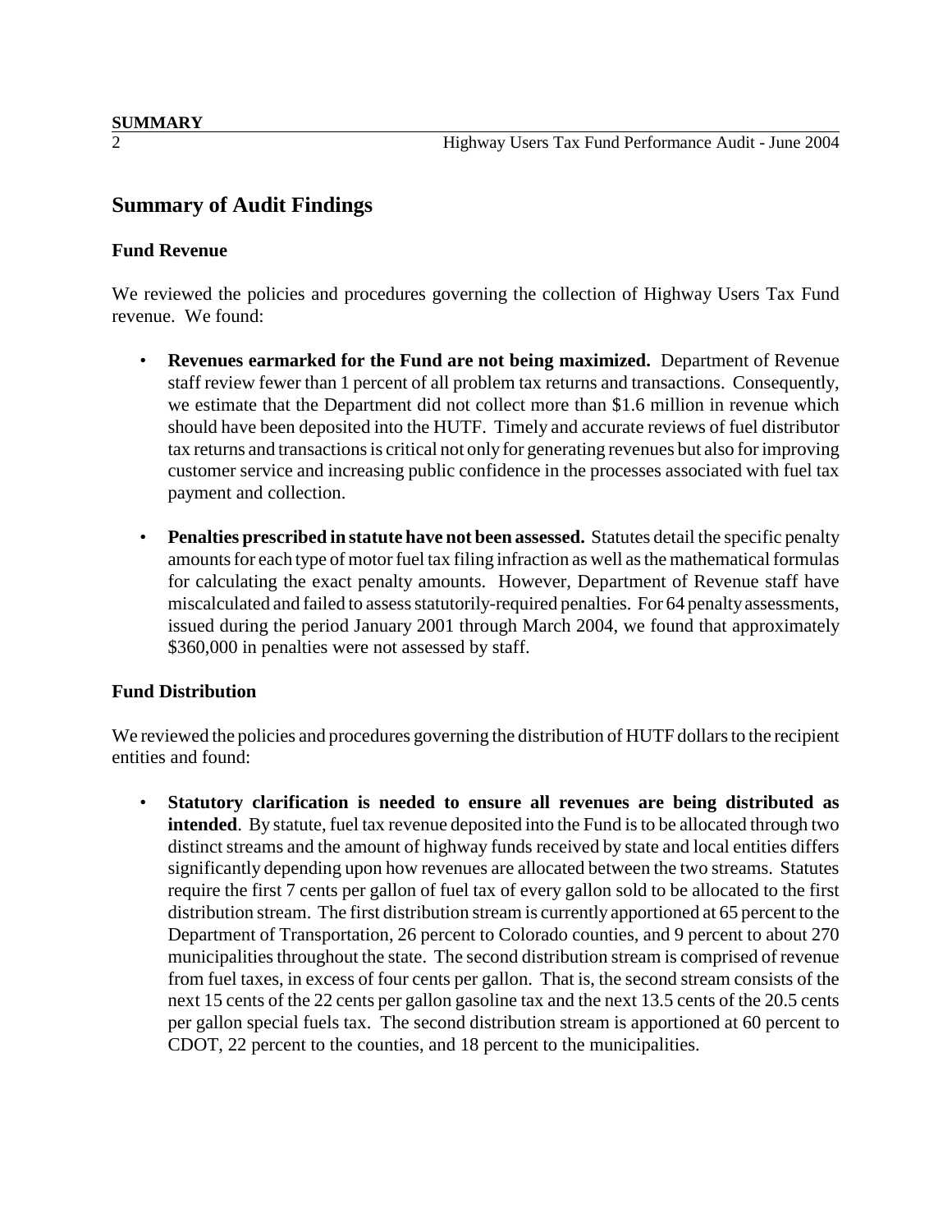## Summary of Audit Findings

### Fund Revenue

We reviewed the policies and procedures governing the collection of Highway Users Tax Fund revenue. We found:

- **Revenues earmarked for the Fund are not being maximized.** Department of Revenue staff review fewer than 1 percent of all problem tax returns and transactions. Consequently, we estimate that the Department did not collect more than $1.6 million in revenue which should have been deposited into the HUTF. Timely and accurate reviews of fuel distributor tax returns and transactions is critical not only for generating revenues but also for improving customer service and increasing public confidence in the processes associated with fuel tax payment and collection.

- **Penalties prescribed in statute have not been assessed.** Statutes detail the specific penalty amounts for each type of motor fuel tax filing infraction as well as the mathematical formulas for calculating the exact penalty amounts. However, Department of Revenue staff have miscalculated and failed to assess statutorily-required penalties. For 64 penalty assessments, issued during the period January 2001 through March 2004, we found that approximately $360,000 in penalties were not assessed by staff.

### Fund Distribution

We reviewed the policies and procedures governing the distribution of HUTF dollars to the recipient entities and found:

- **Statutory clarification is needed to ensure all revenues are being distributed as intended**. By statute, fuel tax revenue deposited into the Fund is to be allocated through two distinct streams and the amount of highway funds received by state and local entities differs significantly depending upon how revenues are allocated between the two streams. Statutes require the first 7 cents per gallon of fuel tax of every gallon sold to be allocated to the first distribution stream. The first distribution stream is currently apportioned at 65 percent to the Department of Transportation, 26 percent to Colorado counties, and 9 percent to about 270 municipalities throughout the state. The second distribution stream is comprised of revenue from fuel taxes, in excess of four cents per gallon. That is, the second stream consists of the next 15 cents of the 22 cents per gallon gasoline tax and the next 13.5 cents of the 20.5 cents per gallon special fuels tax. The second distribution stream is apportioned at 60 percent to CDOT, 22 percent to the counties, and 18 percent to the municipalities.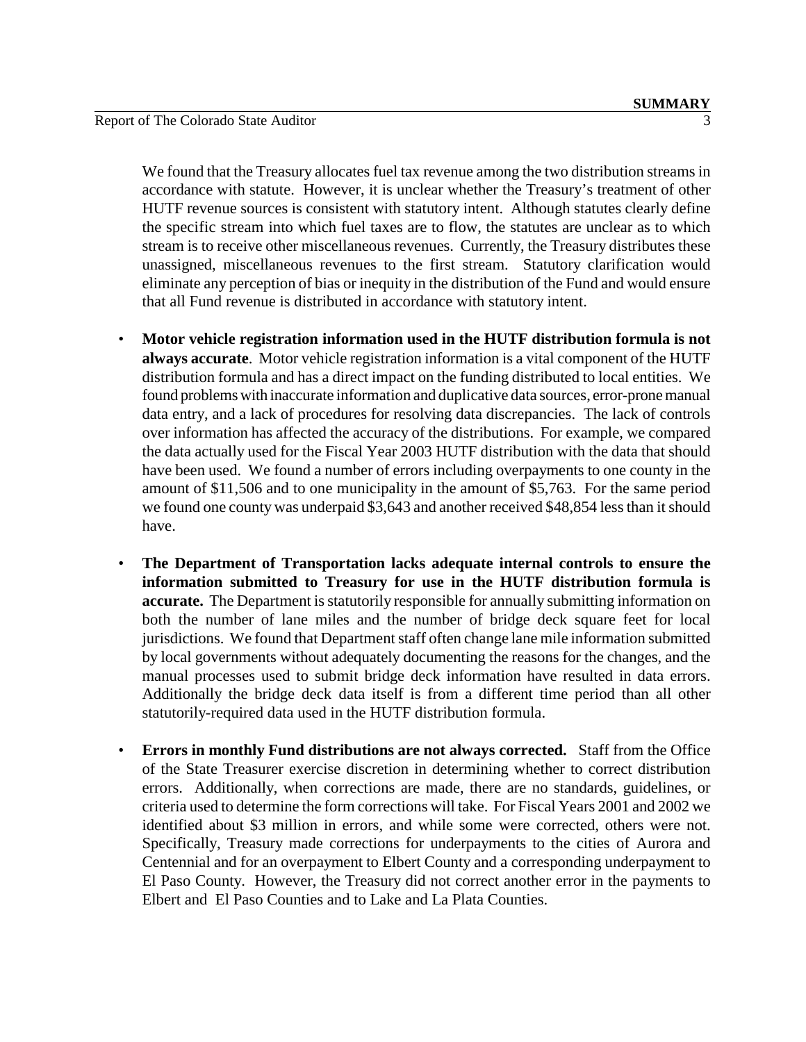We found that the Treasury allocates fuel tax revenue among the two distribution streams in accordance with statute. However, it is unclear whether the Treasury's treatment of other HUTF revenue sources is consistent with statutory intent. Although statutes clearly define the specific stream into which fuel taxes are to flow, the statutes are unclear as to which stream is to receive other miscellaneous revenues. Currently, the Treasury distributes these unassigned, miscellaneous revenues to the first stream. Statutory clarification would eliminate any perception of bias or inequity in the distribution of the Fund and would ensure that all Fund revenue is distributed in accordance with statutory intent.

- **Motor vehicle registration information used in the HUTF distribution formula is not always accurate**. Motor vehicle registration information is a vital component of the HUTF distribution formula and has a direct impact on the funding distributed to local entities. We found problems with inaccurate information and duplicative data sources, error-prone manual data entry, and a lack of procedures for resolving data discrepancies. The lack of controls over information has affected the accuracy of the distributions. For example, we compared the data actually used for the Fiscal Year 2003 HUTF distribution with the data that should have been used. We found a number of errors including overpayments to one county in the amount of $11,506 and to one municipality in the amount of $5,763. For the same period we found one county was underpaid $3,643 and another received $48,854 less than it should have.

- **The Department of Transportation lacks adequate internal controls to ensure the information submitted to Treasury for use in the HUTF distribution formula is accurate.** The Department is statutorily responsible for annually submitting information on both the number of lane miles and the number of bridge deck square feet for local jurisdictions. We found that Department staff often change lane mile information submitted by local governments without adequately documenting the reasons for the changes, and the manual processes used to submit bridge deck information have resulted in data errors. Additionally the bridge deck data itself is from a different time period than all other statutorily-required data used in the HUTF distribution formula.

- **Errors in monthly Fund distributions are not always corrected.** Staff from the Office of the State Treasurer exercise discretion in determining whether to correct distribution errors. Additionally, when corrections are made, there are no standards, guidelines, or criteria used to determine the form corrections will take. For Fiscal Years 2001 and 2002 we identified about $3 million in errors, and while some were corrected, others were not. Specifically, Treasury made corrections for underpayments to the cities of Aurora and Centennial and for an overpayment to Elbert County and a corresponding underpayment to El Paso County. However, the Treasury did not correct another error in the payments to Elbert and El Paso Counties and to Lake and La Plata Counties.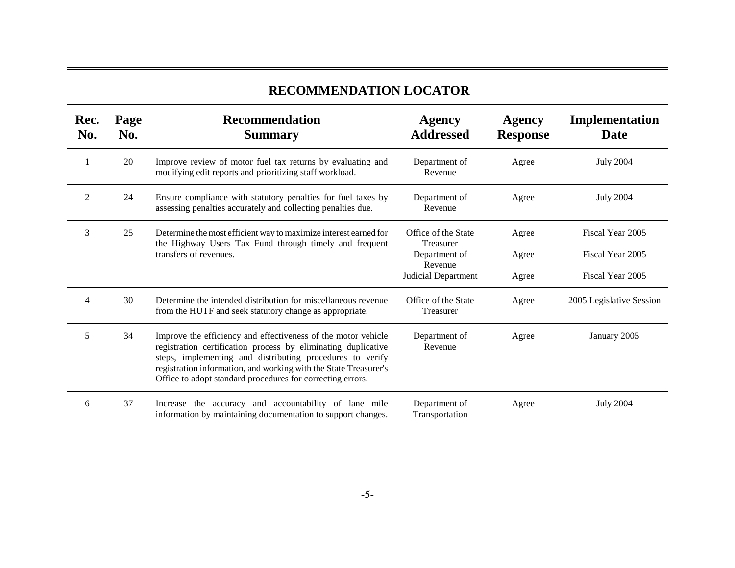# RECOMMENDATION LOCATOR

| Rec. No. | Page No. | Recommendation Summary | Agency Addressed | Agency Response | Implementation Date |
|---|---|---|---|---|---|
| 1 | 20 | Improve review of motor fuel tax returns by evaluating and modifying edit reports and prioritizing staff workload. | Department of Revenue | Agree | July 2004 |
| 2 | 24 | Ensure compliance with statutory penalties for fuel taxes by assessing penalties accurately and collecting penalties due. | Department of Revenue | Agree | July 2004 |
| 3 | 25 | Determine the most efficient way to maximize interest earned for the Highway Users Tax Fund through timely and frequent transfers of revenues. | Office of the State Treasurer | Agree | Fiscal Year 2005 |
| | | | Department of Revenue | Agree | Fiscal Year 2005 |
| | | | Judicial Department | Agree | Fiscal Year 2005 |
| 4 | 30 | Determine the intended distribution for miscellaneous revenue from the HUTF and seek statutory change as appropriate. | Office of the State Treasurer | Agree | 2005 Legislative Session |
| 5 | 34 | Improve the efficiency and effectiveness of the motor vehicle registration certification process by eliminating duplicative steps, implementing and distributing procedures to verify registration information, and working with the State Treasurer's Office to adopt standard procedures for correcting errors. | Department of Revenue | Agree | January 2005 |
| 6 | 37 | Increase the accuracy and accountability of lane mile information by maintaining documentation to support changes. | Department of Transportation | Agree | July 2004 |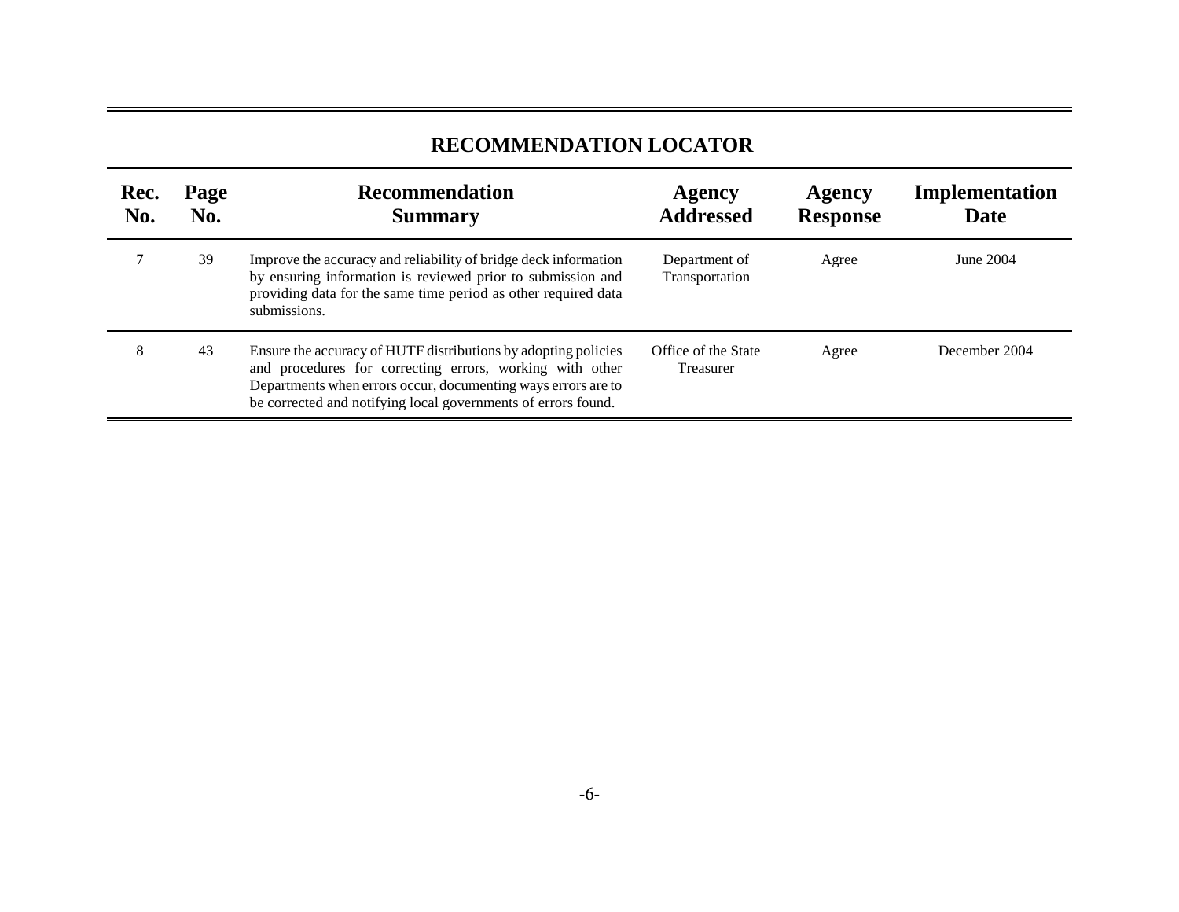## RECOMMENDATION LOCATOR

| Rec. No. | Page No. | Recommendation Summary | Agency Addressed | Agency Response | Implementation Date |
|---|---|---|---|---|---|
| 7 | 39 | Improve the accuracy and reliability of bridge deck information by ensuring information is reviewed prior to submission and providing data for the same time period as other required data submissions. | Department of Transportation | Agree | June 2004 |
| 8 | 43 | Ensure the accuracy of HUTF distributions by adopting policies and procedures for correcting errors, working with other Departments when errors occur, documenting ways errors are to be corrected and notifying local governments of errors found. | Office of the State Treasurer | Agree | December 2004 |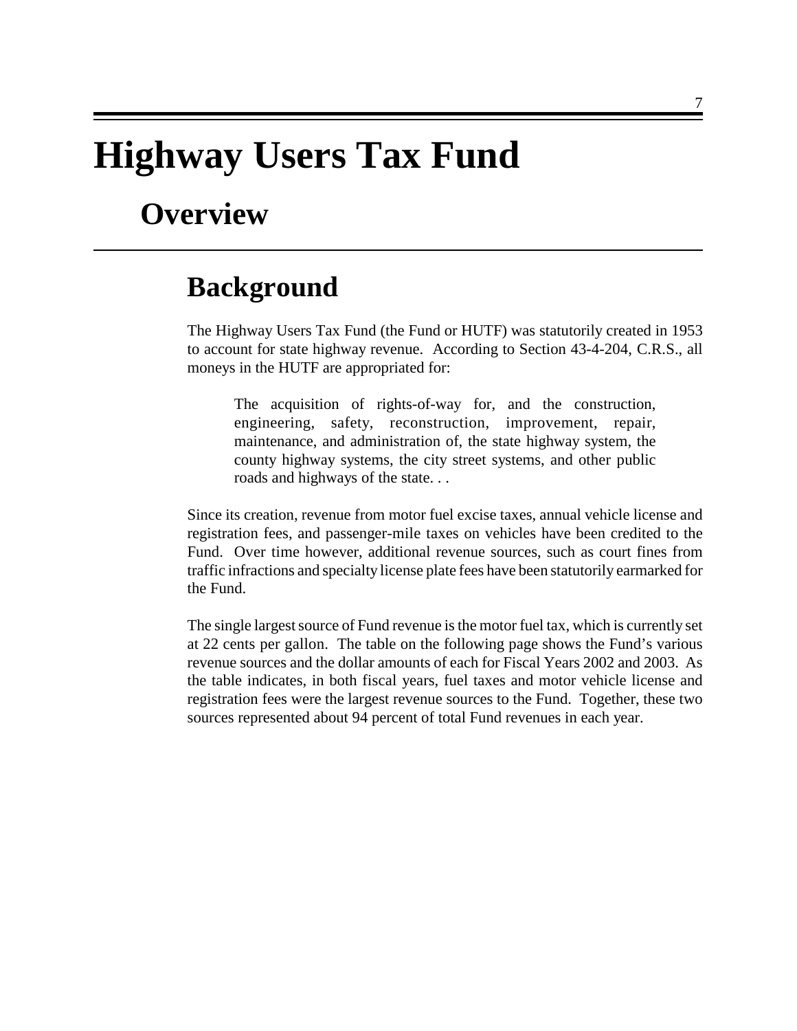# Highway Users Tax Fund

## Overview

### Background

The Highway Users Tax Fund (the Fund or HUTF) was statutorily created in 1953 to account for state highway revenue. According to Section 43-4-204, C.R.S., all moneys in the HUTF are appropriated for:

> The acquisition of rights-of-way for, and the construction, engineering, safety, reconstruction, improvement, repair, maintenance, and administration of, the state highway system, the county highway systems, the city street systems, and other public roads and highways of the state. . .

Since its creation, revenue from motor fuel excise taxes, annual vehicle license and registration fees, and passenger-mile taxes on vehicles have been credited to the Fund. Over time however, additional revenue sources, such as court fines from traffic infractions and specialty license plate fees have been statutorily earmarked for the Fund.

The single largest source of Fund revenue is the motor fuel tax, which is currently set at 22 cents per gallon. The table on the following page shows the Fund's various revenue sources and the dollar amounts of each for Fiscal Years 2002 and 2003. As the table indicates, in both fiscal years, fuel taxes and motor vehicle license and registration fees were the largest revenue sources to the Fund. Together, these two sources represented about 94 percent of total Fund revenues in each year.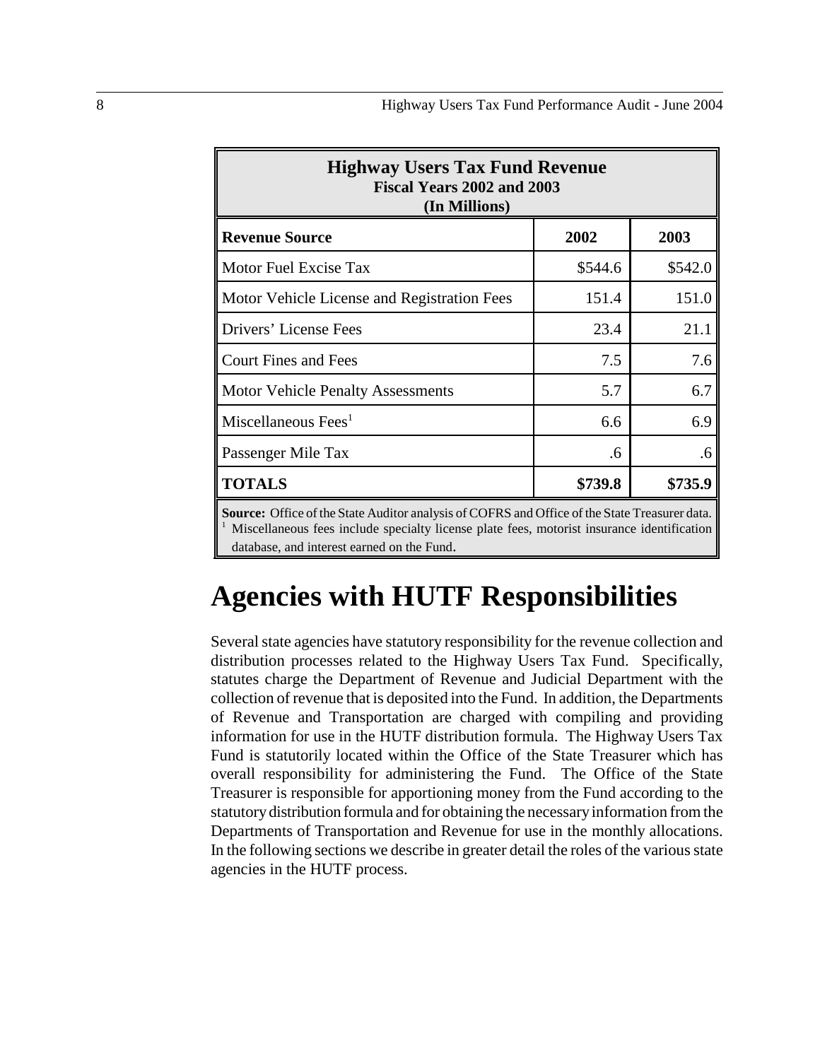**Highway Users Tax Fund Revenue**
**Fiscal Years 2002 and 2003**
**(In Millions)**

| Revenue Source | 2002 | 2003 |
|---|---|---|
| Motor Fuel Excise Tax | $544.6 | $542.0 |
| Motor Vehicle License and Registration Fees | 151.4 | 151.0 |
| Drivers' License Fees | 23.4 | 21.1 |
| Court Fines and Fees | 7.5 | 7.6 |
| Motor Vehicle Penalty Assessments | 5.7 | 6.7 |
| Miscellaneous Fees[1] | 6.6 | 6.9 |
| Passenger Mile Tax | .6 | .6 |
| **TOTALS** | **$739.8** | **$735.9** |

**Source:** Office of the State Auditor analysis of COFRS and Office of the State Treasurer data.
[1] Miscellaneous fees include specialty license plate fees, motorist insurance identification database, and interest earned on the Fund.

# Agencies with HUTF Responsibilities

Several state agencies have statutory responsibility for the revenue collection and distribution processes related to the Highway Users Tax Fund. Specifically, statutes charge the Department of Revenue and Judicial Department with the collection of revenue that is deposited into the Fund. In addition, the Departments of Revenue and Transportation are charged with compiling and providing information for use in the HUTF distribution formula. The Highway Users Tax Fund is statutorily located within the Office of the State Treasurer which has overall responsibility for administering the Fund. The Office of the State Treasurer is responsible for apportioning money from the Fund according to the statutory distribution formula and for obtaining the necessary information from the Departments of Transportation and Revenue for use in the monthly allocations. In the following sections we describe in greater detail the roles of the various state agencies in the HUTF process.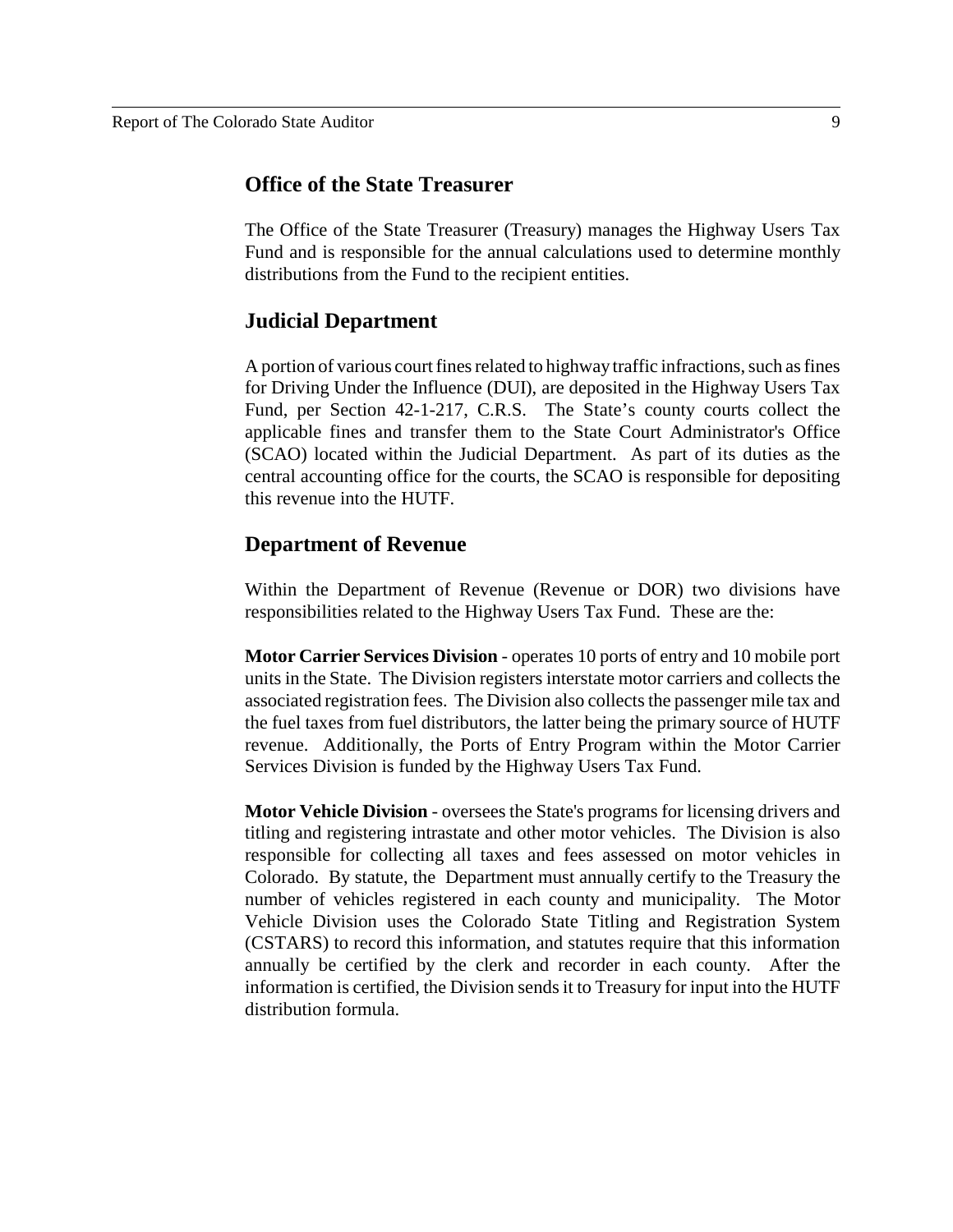## Office of the State Treasurer

The Office of the State Treasurer (Treasury) manages the Highway Users Tax Fund and is responsible for the annual calculations used to determine monthly distributions from the Fund to the recipient entities.

## Judicial Department

A portion of various court fines related to highway traffic infractions, such as fines for Driving Under the Influence (DUI), are deposited in the Highway Users Tax Fund, per Section 42-1-217, C.R.S. The State's county courts collect the applicable fines and transfer them to the State Court Administrator's Office (SCAO) located within the Judicial Department. As part of its duties as the central accounting office for the courts, the SCAO is responsible for depositing this revenue into the HUTF.

## Department of Revenue

Within the Department of Revenue (Revenue or DOR) two divisions have responsibilities related to the Highway Users Tax Fund. These are the:

**Motor Carrier Services Division** - operates 10 ports of entry and 10 mobile port units in the State. The Division registers interstate motor carriers and collects the associated registration fees. The Division also collects the passenger mile tax and the fuel taxes from fuel distributors, the latter being the primary source of HUTF revenue. Additionally, the Ports of Entry Program within the Motor Carrier Services Division is funded by the Highway Users Tax Fund.

**Motor Vehicle Division** - oversees the State's programs for licensing drivers and titling and registering intrastate and other motor vehicles. The Division is also responsible for collecting all taxes and fees assessed on motor vehicles in Colorado. By statute, the Department must annually certify to the Treasury the number of vehicles registered in each county and municipality. The Motor Vehicle Division uses the Colorado State Titling and Registration System (CSTARS) to record this information, and statutes require that this information annually be certified by the clerk and recorder in each county. After the information is certified, the Division sends it to Treasury for input into the HUTF distribution formula.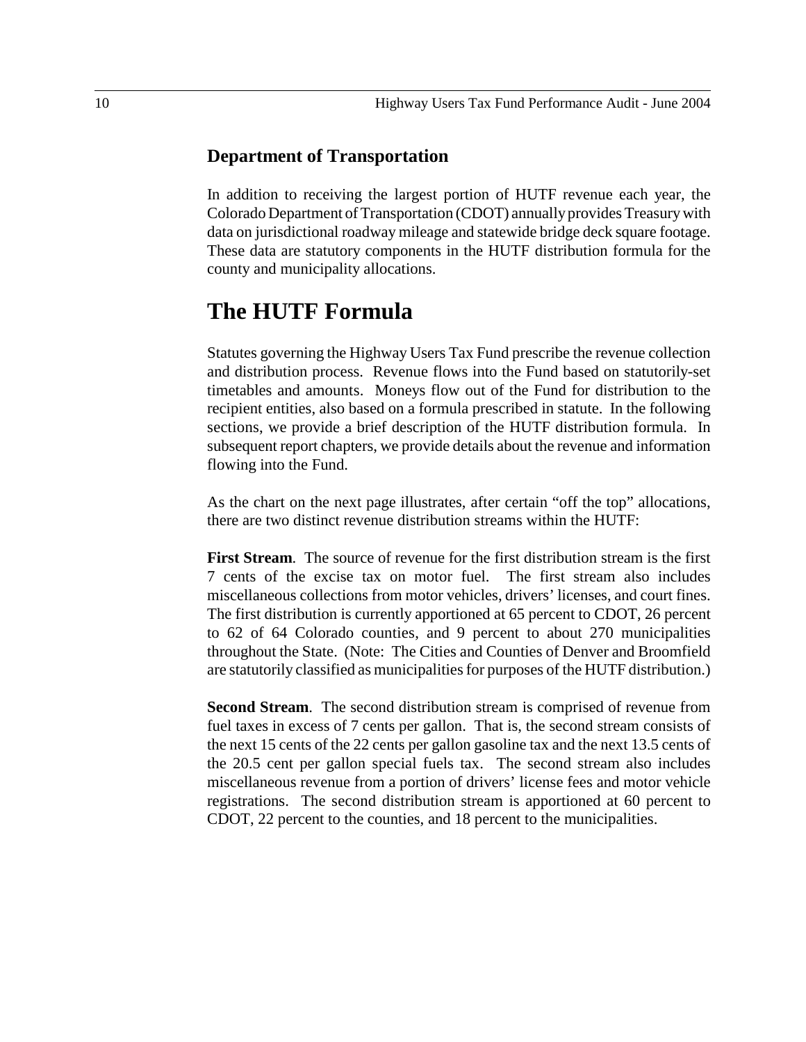### Department of Transportation

In addition to receiving the largest portion of HUTF revenue each year, the Colorado Department of Transportation (CDOT) annually provides Treasury with data on jurisdictional roadway mileage and statewide bridge deck square footage. These data are statutory components in the HUTF distribution formula for the county and municipality allocations.

## The HUTF Formula

Statutes governing the Highway Users Tax Fund prescribe the revenue collection and distribution process. Revenue flows into the Fund based on statutorily-set timetables and amounts. Moneys flow out of the Fund for distribution to the recipient entities, also based on a formula prescribed in statute. In the following sections, we provide a brief description of the HUTF distribution formula. In subsequent report chapters, we provide details about the revenue and information flowing into the Fund.

As the chart on the next page illustrates, after certain "off the top" allocations, there are two distinct revenue distribution streams within the HUTF:

**First Stream**. The source of revenue for the first distribution stream is the first 7 cents of the excise tax on motor fuel. The first stream also includes miscellaneous collections from motor vehicles, drivers' licenses, and court fines. The first distribution is currently apportioned at 65 percent to CDOT, 26 percent to 62 of 64 Colorado counties, and 9 percent to about 270 municipalities throughout the State. (Note: The Cities and Counties of Denver and Broomfield are statutorily classified as municipalities for purposes of the HUTF distribution.)

**Second Stream**. The second distribution stream is comprised of revenue from fuel taxes in excess of 7 cents per gallon. That is, the second stream consists of the next 15 cents of the 22 cents per gallon gasoline tax and the next 13.5 cents of the 20.5 cent per gallon special fuels tax. The second stream also includes miscellaneous revenue from a portion of drivers' license fees and motor vehicle registrations. The second distribution stream is apportioned at 60 percent to CDOT, 22 percent to the counties, and 18 percent to the municipalities.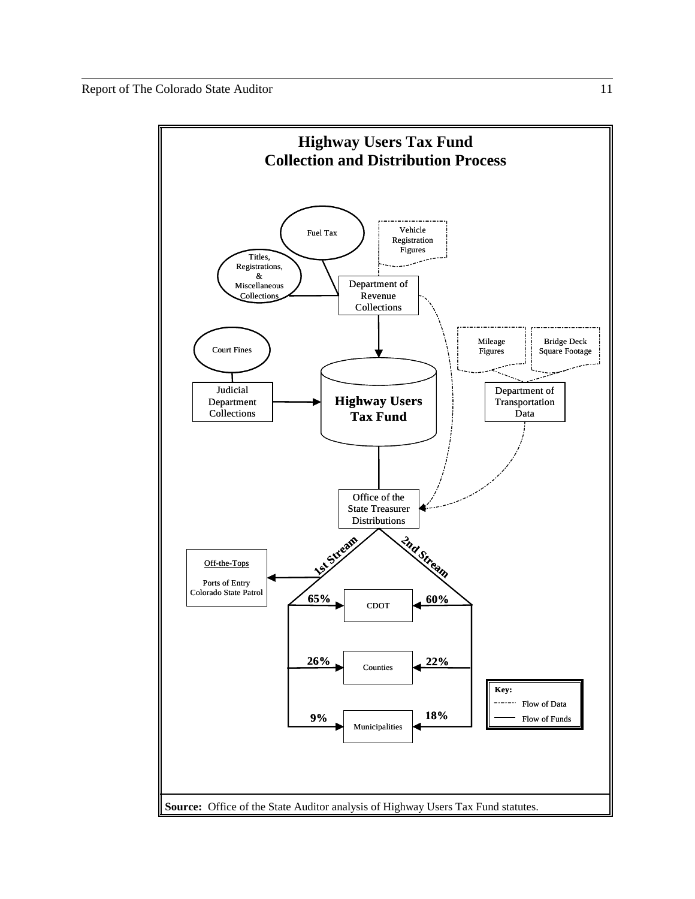# Highway Users Tax Fund
## Collection and Distribution Process

Fuel Tax

Titles, Registrations, & Miscellaneous Collections

Vehicle Registration Figures

Department of Revenue Collections

Court Fines

Judicial Department Collections

**Highway Users Tax Fund**

Mileage Figures

Bridge Deck Square Footage

Department of Transportation Data

Office of the State Treasurer Distributions

**1st Stream**

**2nd Stream**

Off-the-Tops

Ports of Entry
Colorado State Patrol

| Recipient | 1st Stream | 2nd Stream |
|---|---|---|
| CDOT | 65% | 60% |
| Counties | 26% | 22% |
| Municipalities | 9% | 18% |

**Key:**
- - - - Flow of Data
—— Flow of Funds

**Source:** Office of the State Auditor analysis of Highway Users Tax Fund statutes.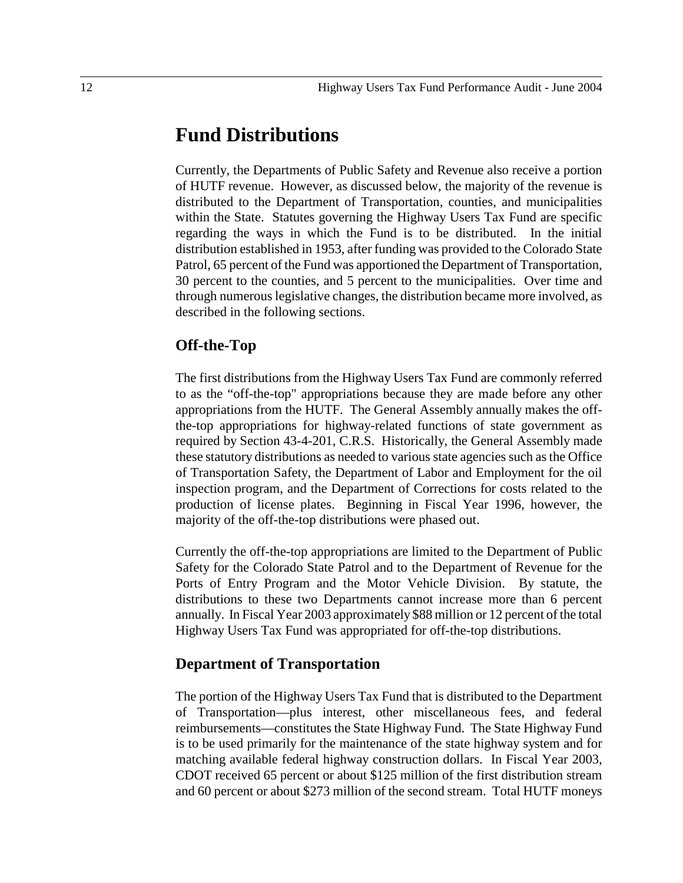# Fund Distributions

Currently, the Departments of Public Safety and Revenue also receive a portion of HUTF revenue. However, as discussed below, the majority of the revenue is distributed to the Department of Transportation, counties, and municipalities within the State. Statutes governing the Highway Users Tax Fund are specific regarding the ways in which the Fund is to be distributed. In the initial distribution established in 1953, after funding was provided to the Colorado State Patrol, 65 percent of the Fund was apportioned the Department of Transportation, 30 percent to the counties, and 5 percent to the municipalities. Over time and through numerous legislative changes, the distribution became more involved, as described in the following sections.

## Off-the-Top

The first distributions from the Highway Users Tax Fund are commonly referred to as the "off-the-top" appropriations because they are made before any other appropriations from the HUTF. The General Assembly annually makes the off-the-top appropriations for highway-related functions of state government as required by Section 43-4-201, C.R.S. Historically, the General Assembly made these statutory distributions as needed to various state agencies such as the Office of Transportation Safety, the Department of Labor and Employment for the oil inspection program, and the Department of Corrections for costs related to the production of license plates. Beginning in Fiscal Year 1996, however, the majority of the off-the-top distributions were phased out.

Currently the off-the-top appropriations are limited to the Department of Public Safety for the Colorado State Patrol and to the Department of Revenue for the Ports of Entry Program and the Motor Vehicle Division. By statute, the distributions to these two Departments cannot increase more than 6 percent annually. In Fiscal Year 2003 approximately $88 million or 12 percent of the total Highway Users Tax Fund was appropriated for off-the-top distributions.

## Department of Transportation

The portion of the Highway Users Tax Fund that is distributed to the Department of Transportation—plus interest, other miscellaneous fees, and federal reimbursements—constitutes the State Highway Fund. The State Highway Fund is to be used primarily for the maintenance of the state highway system and for matching available federal highway construction dollars. In Fiscal Year 2003, CDOT received 65 percent or about $125 million of the first distribution stream and 60 percent or about $273 million of the second stream. Total HUTF moneys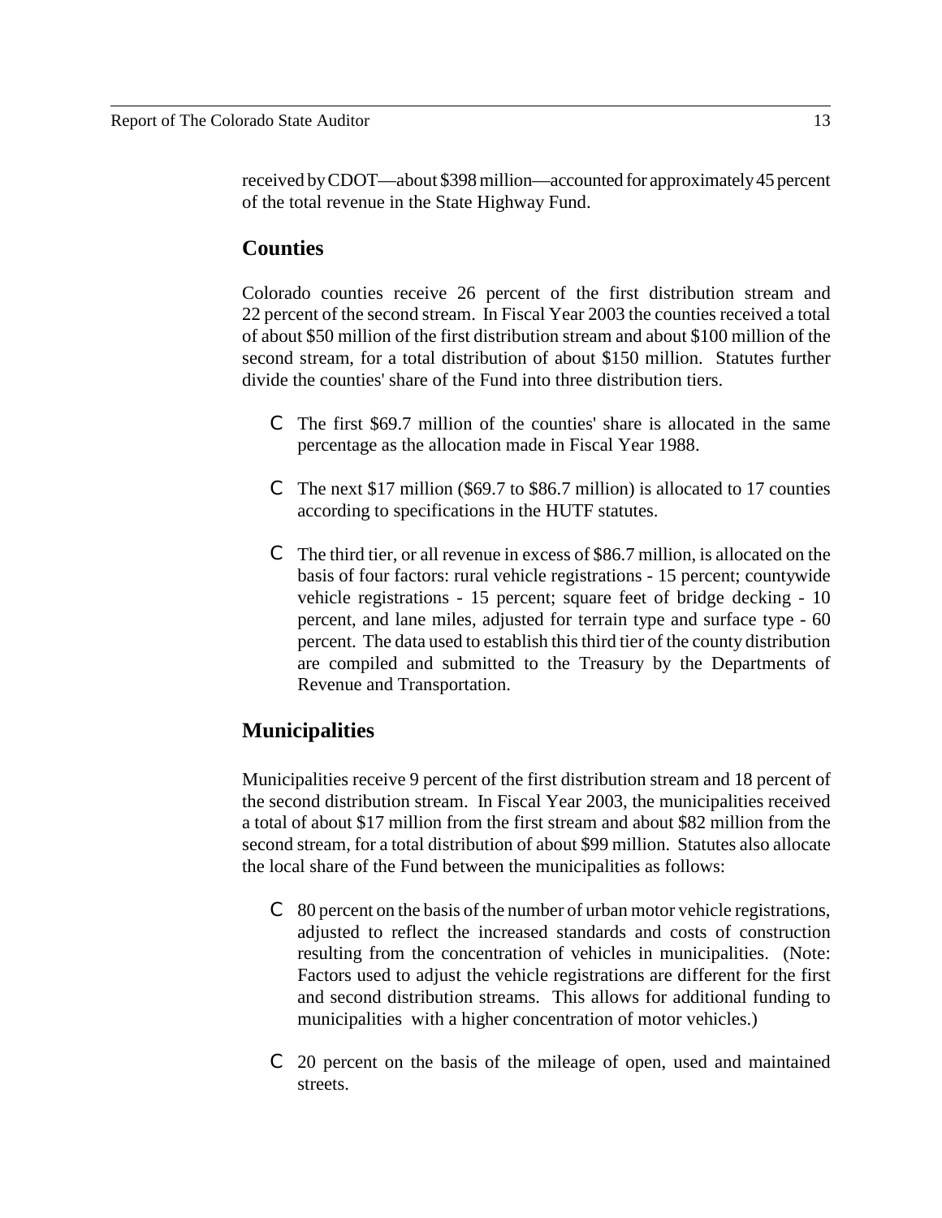received by CDOT—about $398 million—accounted for approximately 45 percent of the total revenue in the State Highway Fund.

## Counties

Colorado counties receive 26 percent of the first distribution stream and 22 percent of the second stream. In Fiscal Year 2003 the counties received a total of about $50 million of the first distribution stream and about $100 million of the second stream, for a total distribution of about $150 million. Statutes further divide the counties' share of the Fund into three distribution tiers.

- The first $69.7 million of the counties' share is allocated in the same percentage as the allocation made in Fiscal Year 1988.
- The next $17 million ($69.7 to $86.7 million) is allocated to 17 counties according to specifications in the HUTF statutes.
- The third tier, or all revenue in excess of $86.7 million, is allocated on the basis of four factors: rural vehicle registrations - 15 percent; countywide vehicle registrations - 15 percent; square feet of bridge decking - 10 percent, and lane miles, adjusted for terrain type and surface type - 60 percent. The data used to establish this third tier of the county distribution are compiled and submitted to the Treasury by the Departments of Revenue and Transportation.

## Municipalities

Municipalities receive 9 percent of the first distribution stream and 18 percent of the second distribution stream. In Fiscal Year 2003, the municipalities received a total of about $17 million from the first stream and about $82 million from the second stream, for a total distribution of about $99 million. Statutes also allocate the local share of the Fund between the municipalities as follows:

- 80 percent on the basis of the number of urban motor vehicle registrations, adjusted to reflect the increased standards and costs of construction resulting from the concentration of vehicles in municipalities. (Note: Factors used to adjust the vehicle registrations are different for the first and second distribution streams. This allows for additional funding to municipalities with a higher concentration of motor vehicles.)
- 20 percent on the basis of the mileage of open, used and maintained streets.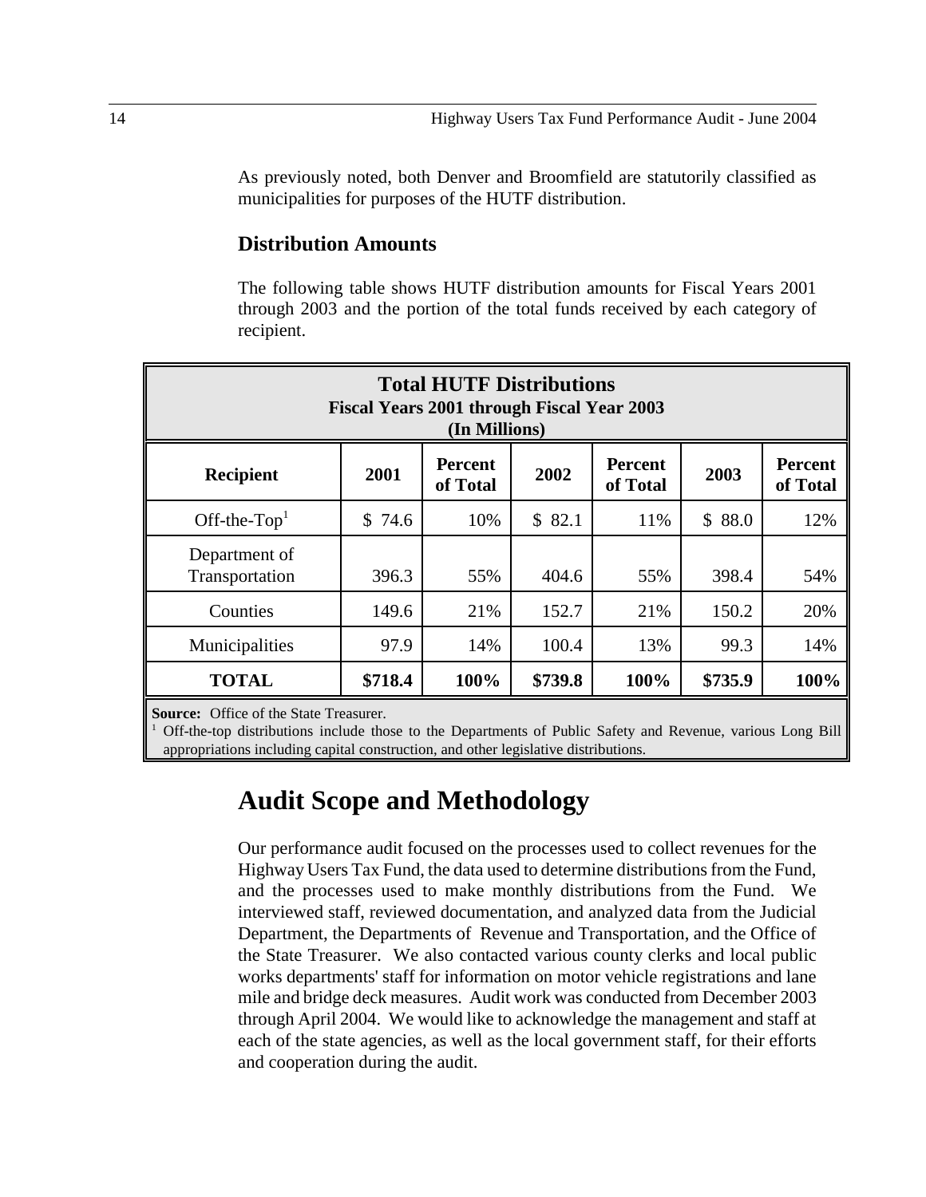As previously noted, both Denver and Broomfield are statutorily classified as municipalities for purposes of the HUTF distribution.

### Distribution Amounts

The following table shows HUTF distribution amounts for Fiscal Years 2001 through 2003 and the portion of the total funds received by each category of recipient.

**Total HUTF Distributions**
**Fiscal Years 2001 through Fiscal Year 2003**
**(In Millions)**

| Recipient | 2001 | Percent of Total | 2002 | Percent of Total | 2003 | Percent of Total |
|---|---|---|---|---|---|---|
| Off-the-Top[1] | $ 74.6 | 10% | $ 82.1 | 11% | $ 88.0 | 12% |
| Department of Transportation | 396.3 | 55% | 404.6 | 55% | 398.4 | 54% |
| Counties | 149.6 | 21% | 152.7 | 21% | 150.2 | 20% |
| Municipalities | 97.9 | 14% | 100.4 | 13% | 99.3 | 14% |
| **TOTAL** | **$718.4** | **100%** | **$739.8** | **100%** | **$735.9** | **100%** |

**Source:** Office of the State Treasurer.
[1] Off-the-top distributions include those to the Departments of Public Safety and Revenue, various Long Bill appropriations including capital construction, and other legislative distributions.

## Audit Scope and Methodology

Our performance audit focused on the processes used to collect revenues for the Highway Users Tax Fund, the data used to determine distributions from the Fund, and the processes used to make monthly distributions from the Fund. We interviewed staff, reviewed documentation, and analyzed data from the Judicial Department, the Departments of Revenue and Transportation, and the Office of the State Treasurer. We also contacted various county clerks and local public works departments' staff for information on motor vehicle registrations and lane mile and bridge deck measures. Audit work was conducted from December 2003 through April 2004. We would like to acknowledge the management and staff at each of the state agencies, as well as the local government staff, for their efforts and cooperation during the audit.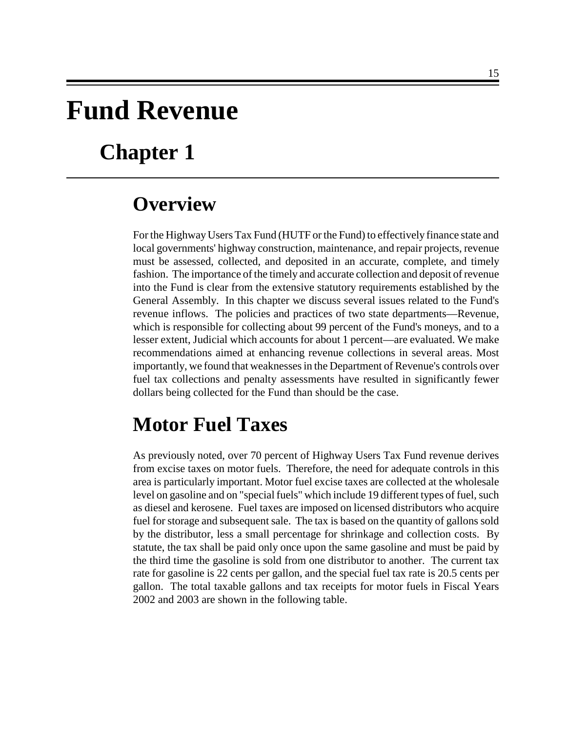# Fund Revenue

## Chapter 1

### Overview

For the Highway Users Tax Fund (HUTF or the Fund) to effectively finance state and local governments' highway construction, maintenance, and repair projects, revenue must be assessed, collected, and deposited in an accurate, complete, and timely fashion. The importance of the timely and accurate collection and deposit of revenue into the Fund is clear from the extensive statutory requirements established by the General Assembly. In this chapter we discuss several issues related to the Fund's revenue inflows. The policies and practices of two state departments—Revenue, which is responsible for collecting about 99 percent of the Fund's moneys, and to a lesser extent, Judicial which accounts for about 1 percent—are evaluated. We make recommendations aimed at enhancing revenue collections in several areas. Most importantly, we found that weaknesses in the Department of Revenue's controls over fuel tax collections and penalty assessments have resulted in significantly fewer dollars being collected for the Fund than should be the case.

### Motor Fuel Taxes

As previously noted, over 70 percent of Highway Users Tax Fund revenue derives from excise taxes on motor fuels. Therefore, the need for adequate controls in this area is particularly important. Motor fuel excise taxes are collected at the wholesale level on gasoline and on "special fuels" which include 19 different types of fuel, such as diesel and kerosene. Fuel taxes are imposed on licensed distributors who acquire fuel for storage and subsequent sale. The tax is based on the quantity of gallons sold by the distributor, less a small percentage for shrinkage and collection costs. By statute, the tax shall be paid only once upon the same gasoline and must be paid by the third time the gasoline is sold from one distributor to another. The current tax rate for gasoline is 22 cents per gallon, and the special fuel tax rate is 20.5 cents per gallon. The total taxable gallons and tax receipts for motor fuels in Fiscal Years 2002 and 2003 are shown in the following table.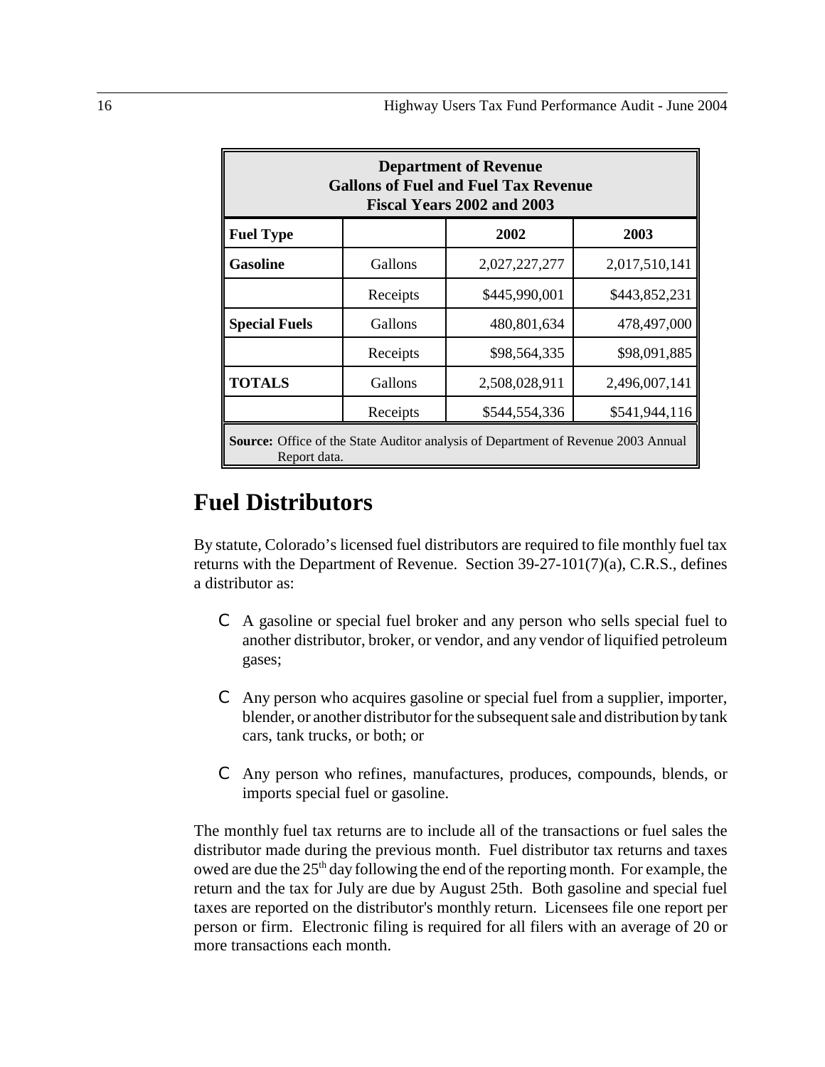| Department of Revenue<br>Gallons of Fuel and Fuel Tax Revenue<br>Fiscal Years 2002 and 2003 | | | |
|---|---|---|---|
| **Fuel Type** | | **2002** | **2003** |
| **Gasoline** | Gallons | 2,027,227,277 | 2,017,510,141 |
| | Receipts | $445,990,001 | $443,852,231 |
| **Special Fuels** | Gallons | 480,801,634 | 478,497,000 |
| | Receipts | $98,564,335 | $98,091,885 |
| **TOTALS** | Gallons | 2,508,028,911 | 2,496,007,141 |
| | Receipts | $544,554,336 | $541,944,116 |

**Source:** Office of the State Auditor analysis of Department of Revenue 2003 Annual Report data.

## Fuel Distributors

By statute, Colorado's licensed fuel distributors are required to file monthly fuel tax returns with the Department of Revenue. Section 39-27-101(7)(a), C.R.S., defines a distributor as:

- A gasoline or special fuel broker and any person who sells special fuel to another distributor, broker, or vendor, and any vendor of liquified petroleum gases;
- Any person who acquires gasoline or special fuel from a supplier, importer, blender, or another distributor for the subsequent sale and distribution by tank cars, tank trucks, or both; or
- Any person who refines, manufactures, produces, compounds, blends, or imports special fuel or gasoline.

The monthly fuel tax returns are to include all of the transactions or fuel sales the distributor made during the previous month. Fuel distributor tax returns and taxes owed are due the 25th day following the end of the reporting month. For example, the return and the tax for July are due by August 25th. Both gasoline and special fuel taxes are reported on the distributor's monthly return. Licensees file one report per person or firm. Electronic filing is required for all filers with an average of 20 or more transactions each month.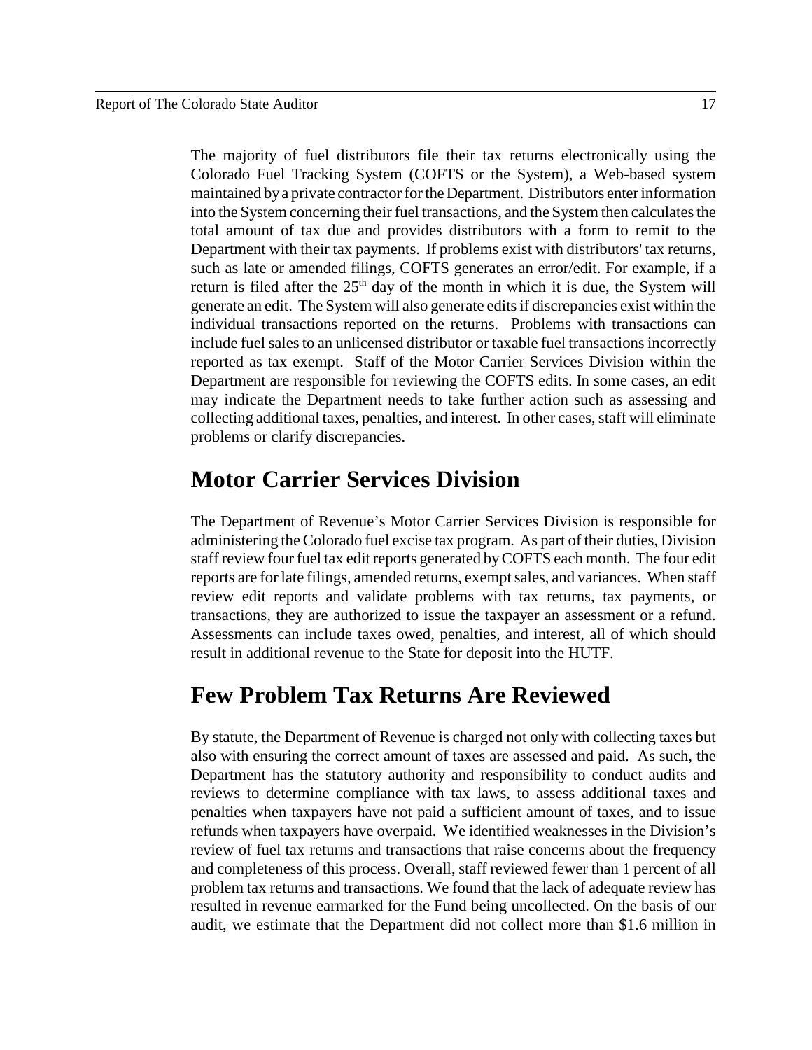The majority of fuel distributors file their tax returns electronically using the Colorado Fuel Tracking System (COFTS or the System), a Web-based system maintained by a private contractor for the Department. Distributors enter information into the System concerning their fuel transactions, and the System then calculates the total amount of tax due and provides distributors with a form to remit to the Department with their tax payments. If problems exist with distributors' tax returns, such as late or amended filings, COFTS generates an error/edit. For example, if a return is filed after the 25th day of the month in which it is due, the System will generate an edit. The System will also generate edits if discrepancies exist within the individual transactions reported on the returns. Problems with transactions can include fuel sales to an unlicensed distributor or taxable fuel transactions incorrectly reported as tax exempt. Staff of the Motor Carrier Services Division within the Department are responsible for reviewing the COFTS edits. In some cases, an edit may indicate the Department needs to take further action such as assessing and collecting additional taxes, penalties, and interest. In other cases, staff will eliminate problems or clarify discrepancies.

## Motor Carrier Services Division

The Department of Revenue's Motor Carrier Services Division is responsible for administering the Colorado fuel excise tax program. As part of their duties, Division staff review four fuel tax edit reports generated by COFTS each month. The four edit reports are for late filings, amended returns, exempt sales, and variances. When staff review edit reports and validate problems with tax returns, tax payments, or transactions, they are authorized to issue the taxpayer an assessment or a refund. Assessments can include taxes owed, penalties, and interest, all of which should result in additional revenue to the State for deposit into the HUTF.

## Few Problem Tax Returns Are Reviewed

By statute, the Department of Revenue is charged not only with collecting taxes but also with ensuring the correct amount of taxes are assessed and paid. As such, the Department has the statutory authority and responsibility to conduct audits and reviews to determine compliance with tax laws, to assess additional taxes and penalties when taxpayers have not paid a sufficient amount of taxes, and to issue refunds when taxpayers have overpaid. We identified weaknesses in the Division's review of fuel tax returns and transactions that raise concerns about the frequency and completeness of this process. Overall, staff reviewed fewer than 1 percent of all problem tax returns and transactions. We found that the lack of adequate review has resulted in revenue earmarked for the Fund being uncollected. On the basis of our audit, we estimate that the Department did not collect more than $1.6 million in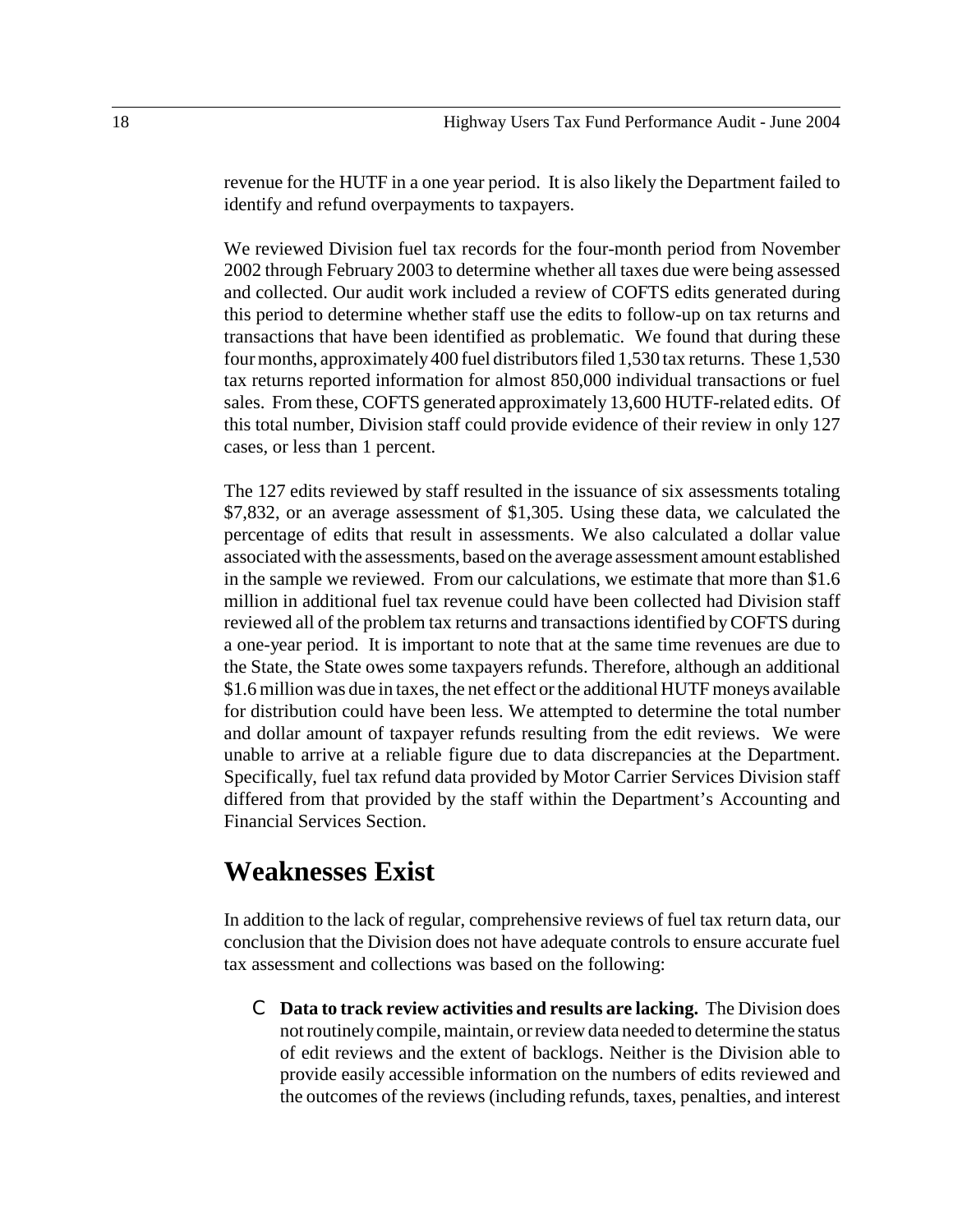revenue for the HUTF in a one year period. It is also likely the Department failed to identify and refund overpayments to taxpayers.

We reviewed Division fuel tax records for the four-month period from November 2002 through February 2003 to determine whether all taxes due were being assessed and collected. Our audit work included a review of COFTS edits generated during this period to determine whether staff use the edits to follow-up on tax returns and transactions that have been identified as problematic. We found that during these four months, approximately 400 fuel distributors filed 1,530 tax returns. These 1,530 tax returns reported information for almost 850,000 individual transactions or fuel sales. From these, COFTS generated approximately 13,600 HUTF-related edits. Of this total number, Division staff could provide evidence of their review in only 127 cases, or less than 1 percent.

The 127 edits reviewed by staff resulted in the issuance of six assessments totaling $7,832, or an average assessment of $1,305. Using these data, we calculated the percentage of edits that result in assessments. We also calculated a dollar value associated with the assessments, based on the average assessment amount established in the sample we reviewed. From our calculations, we estimate that more than $1.6 million in additional fuel tax revenue could have been collected had Division staff reviewed all of the problem tax returns and transactions identified by COFTS during a one-year period. It is important to note that at the same time revenues are due to the State, the State owes some taxpayers refunds. Therefore, although an additional $1.6 million was due in taxes, the net effect or the additional HUTF moneys available for distribution could have been less. We attempted to determine the total number and dollar amount of taxpayer refunds resulting from the edit reviews. We were unable to arrive at a reliable figure due to data discrepancies at the Department. Specifically, fuel tax refund data provided by Motor Carrier Services Division staff differed from that provided by the staff within the Department's Accounting and Financial Services Section.

## Weaknesses Exist

In addition to the lack of regular, comprehensive reviews of fuel tax return data, our conclusion that the Division does not have adequate controls to ensure accurate fuel tax assessment and collections was based on the following:

- **Data to track review activities and results are lacking.** The Division does not routinely compile, maintain, or review data needed to determine the status of edit reviews and the extent of backlogs. Neither is the Division able to provide easily accessible information on the numbers of edits reviewed and the outcomes of the reviews (including refunds, taxes, penalties, and interest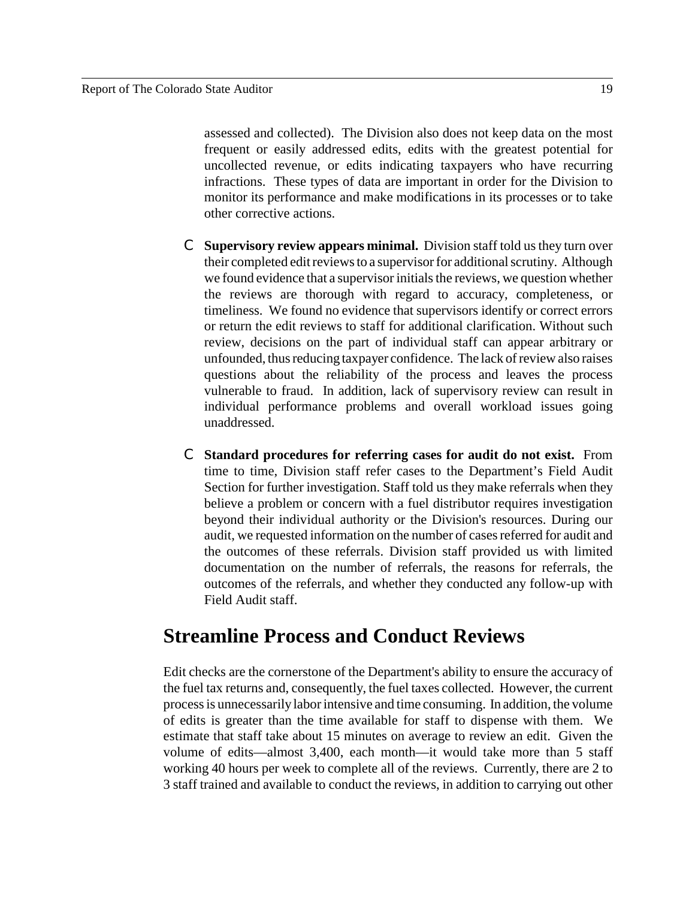assessed and collected). The Division also does not keep data on the most frequent or easily addressed edits, edits with the greatest potential for uncollected revenue, or edits indicating taxpayers who have recurring infractions. These types of data are important in order for the Division to monitor its performance and make modifications in its processes or to take other corrective actions.

- **Supervisory review appears minimal.** Division staff told us they turn over their completed edit reviews to a supervisor for additional scrutiny. Although we found evidence that a supervisor initials the reviews, we question whether the reviews are thorough with regard to accuracy, completeness, or timeliness. We found no evidence that supervisors identify or correct errors or return the edit reviews to staff for additional clarification. Without such review, decisions on the part of individual staff can appear arbitrary or unfounded, thus reducing taxpayer confidence. The lack of review also raises questions about the reliability of the process and leaves the process vulnerable to fraud. In addition, lack of supervisory review can result in individual performance problems and overall workload issues going unaddressed.

- **Standard procedures for referring cases for audit do not exist.** From time to time, Division staff refer cases to the Department's Field Audit Section for further investigation. Staff told us they make referrals when they believe a problem or concern with a fuel distributor requires investigation beyond their individual authority or the Division's resources. During our audit, we requested information on the number of cases referred for audit and the outcomes of these referrals. Division staff provided us with limited documentation on the number of referrals, the reasons for referrals, the outcomes of the referrals, and whether they conducted any follow-up with Field Audit staff.

## Streamline Process and Conduct Reviews

Edit checks are the cornerstone of the Department's ability to ensure the accuracy of the fuel tax returns and, consequently, the fuel taxes collected. However, the current process is unnecessarily labor intensive and time consuming. In addition, the volume of edits is greater than the time available for staff to dispense with them. We estimate that staff take about 15 minutes on average to review an edit. Given the volume of edits—almost 3,400, each month—it would take more than 5 staff working 40 hours per week to complete all of the reviews. Currently, there are 2 to 3 staff trained and available to conduct the reviews, in addition to carrying out other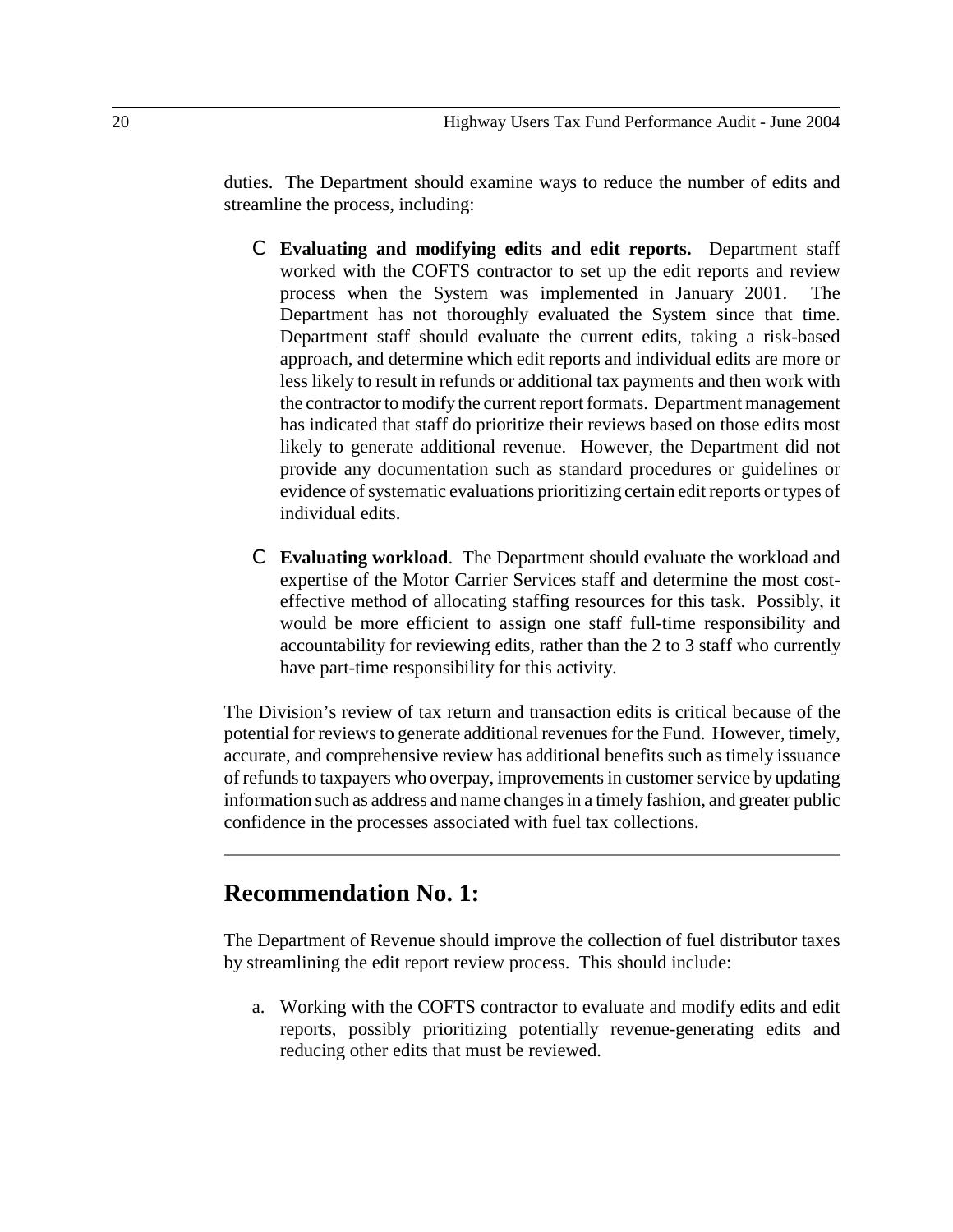duties. The Department should examine ways to reduce the number of edits and streamline the process, including:

- **Evaluating and modifying edits and edit reports.** Department staff worked with the COFTS contractor to set up the edit reports and review process when the System was implemented in January 2001. The Department has not thoroughly evaluated the System since that time. Department staff should evaluate the current edits, taking a risk-based approach, and determine which edit reports and individual edits are more or less likely to result in refunds or additional tax payments and then work with the contractor to modify the current report formats. Department management has indicated that staff do prioritize their reviews based on those edits most likely to generate additional revenue. However, the Department did not provide any documentation such as standard procedures or guidelines or evidence of systematic evaluations prioritizing certain edit reports or types of individual edits.

- **Evaluating workload**. The Department should evaluate the workload and expertise of the Motor Carrier Services staff and determine the most cost-effective method of allocating staffing resources for this task. Possibly, it would be more efficient to assign one staff full-time responsibility and accountability for reviewing edits, rather than the 2 to 3 staff who currently have part-time responsibility for this activity.

The Division's review of tax return and transaction edits is critical because of the potential for reviews to generate additional revenues for the Fund. However, timely, accurate, and comprehensive review has additional benefits such as timely issuance of refunds to taxpayers who overpay, improvements in customer service by updating information such as address and name changes in a timely fashion, and greater public confidence in the processes associated with fuel tax collections.

---

## Recommendation No. 1:

The Department of Revenue should improve the collection of fuel distributor taxes by streamlining the edit report review process. This should include:

a. Working with the COFTS contractor to evaluate and modify edits and edit reports, possibly prioritizing potentially revenue-generating edits and reducing other edits that must be reviewed.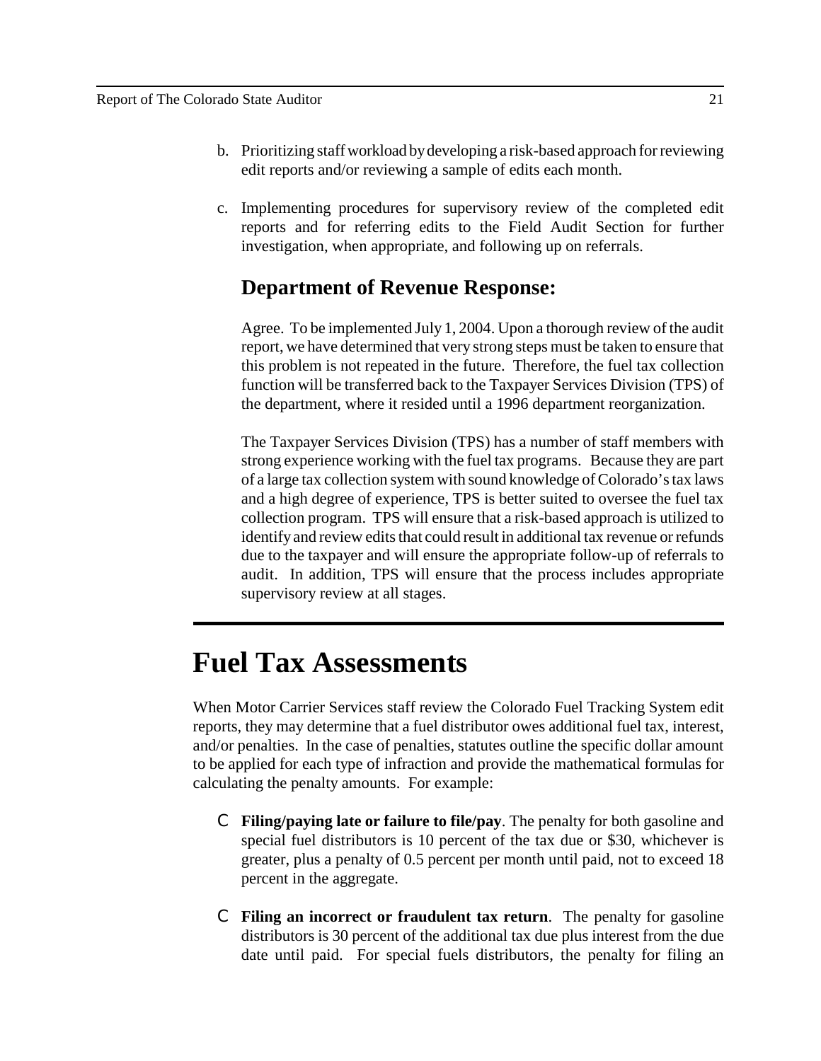b. Prioritizing staff workload by developing a risk-based approach for reviewing edit reports and/or reviewing a sample of edits each month.

c. Implementing procedures for supervisory review of the completed edit reports and for referring edits to the Field Audit Section for further investigation, when appropriate, and following up on referrals.

### Department of Revenue Response:

Agree. To be implemented July 1, 2004. Upon a thorough review of the audit report, we have determined that very strong steps must be taken to ensure that this problem is not repeated in the future. Therefore, the fuel tax collection function will be transferred back to the Taxpayer Services Division (TPS) of the department, where it resided until a 1996 department reorganization.

The Taxpayer Services Division (TPS) has a number of staff members with strong experience working with the fuel tax programs. Because they are part of a large tax collection system with sound knowledge of Colorado's tax laws and a high degree of experience, TPS is better suited to oversee the fuel tax collection program. TPS will ensure that a risk-based approach is utilized to identify and review edits that could result in additional tax revenue or refunds due to the taxpayer and will ensure the appropriate follow-up of referrals to audit. In addition, TPS will ensure that the process includes appropriate supervisory review at all stages.

# Fuel Tax Assessments

When Motor Carrier Services staff review the Colorado Fuel Tracking System edit reports, they may determine that a fuel distributor owes additional fuel tax, interest, and/or penalties. In the case of penalties, statutes outline the specific dollar amount to be applied for each type of infraction and provide the mathematical formulas for calculating the penalty amounts. For example:

- **Filing/paying late or failure to file/pay**. The penalty for both gasoline and special fuel distributors is 10 percent of the tax due or $30, whichever is greater, plus a penalty of 0.5 percent per month until paid, not to exceed 18 percent in the aggregate.

- **Filing an incorrect or fraudulent tax return**. The penalty for gasoline distributors is 30 percent of the additional tax due plus interest from the due date until paid. For special fuels distributors, the penalty for filing an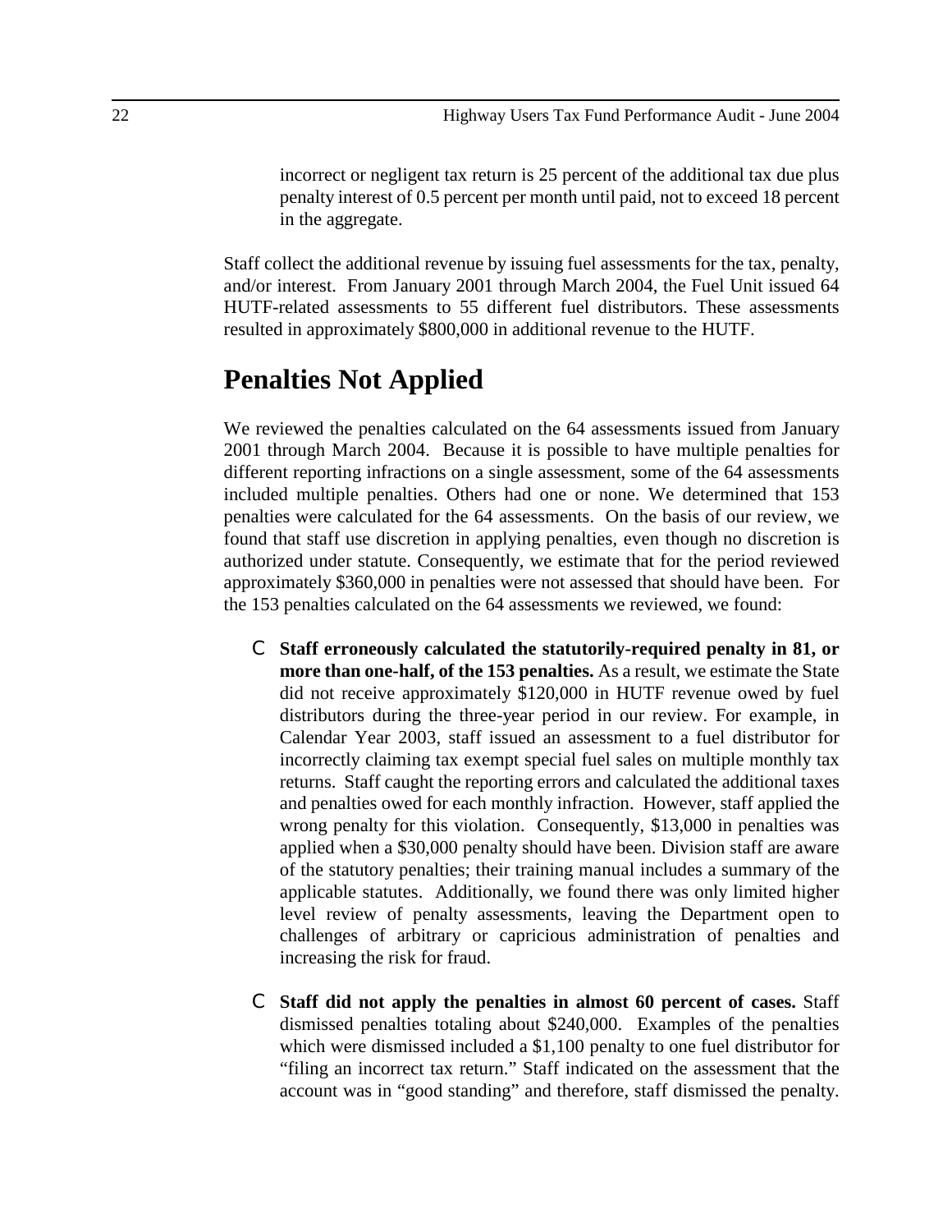incorrect or negligent tax return is 25 percent of the additional tax due plus penalty interest of 0.5 percent per month until paid, not to exceed 18 percent in the aggregate.

Staff collect the additional revenue by issuing fuel assessments for the tax, penalty, and/or interest. From January 2001 through March 2004, the Fuel Unit issued 64 HUTF-related assessments to 55 different fuel distributors. These assessments resulted in approximately $800,000 in additional revenue to the HUTF.

## Penalties Not Applied

We reviewed the penalties calculated on the 64 assessments issued from January 2001 through March 2004. Because it is possible to have multiple penalties for different reporting infractions on a single assessment, some of the 64 assessments included multiple penalties. Others had one or none. We determined that 153 penalties were calculated for the 64 assessments. On the basis of our review, we found that staff use discretion in applying penalties, even though no discretion is authorized under statute. Consequently, we estimate that for the period reviewed approximately $360,000 in penalties were not assessed that should have been. For the 153 penalties calculated on the 64 assessments we reviewed, we found:

- **Staff erroneously calculated the statutorily-required penalty in 81, or more than one-half, of the 153 penalties.** As a result, we estimate the State did not receive approximately $120,000 in HUTF revenue owed by fuel distributors during the three-year period in our review. For example, in Calendar Year 2003, staff issued an assessment to a fuel distributor for incorrectly claiming tax exempt special fuel sales on multiple monthly tax returns. Staff caught the reporting errors and calculated the additional taxes and penalties owed for each monthly infraction. However, staff applied the wrong penalty for this violation. Consequently, $13,000 in penalties was applied when a $30,000 penalty should have been. Division staff are aware of the statutory penalties; their training manual includes a summary of the applicable statutes. Additionally, we found there was only limited higher level review of penalty assessments, leaving the Department open to challenges of arbitrary or capricious administration of penalties and increasing the risk for fraud.

- **Staff did not apply the penalties in almost 60 percent of cases.** Staff dismissed penalties totaling about $240,000. Examples of the penalties which were dismissed included a $1,100 penalty to one fuel distributor for "filing an incorrect tax return." Staff indicated on the assessment that the account was in "good standing" and therefore, staff dismissed the penalty.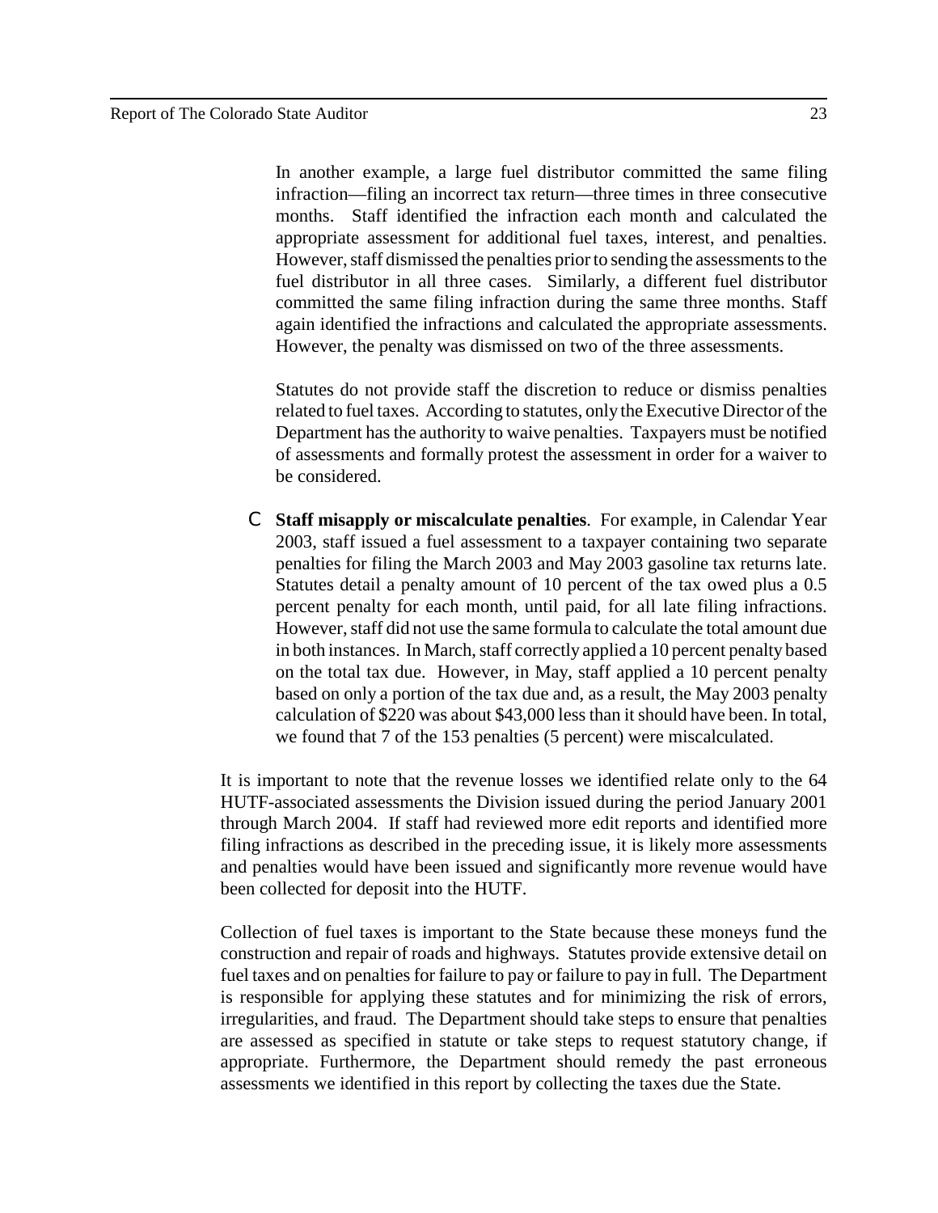In another example, a large fuel distributor committed the same filing infraction—filing an incorrect tax return—three times in three consecutive months. Staff identified the infraction each month and calculated the appropriate assessment for additional fuel taxes, interest, and penalties. However, staff dismissed the penalties prior to sending the assessments to the fuel distributor in all three cases. Similarly, a different fuel distributor committed the same filing infraction during the same three months. Staff again identified the infractions and calculated the appropriate assessments. However, the penalty was dismissed on two of the three assessments.

Statutes do not provide staff the discretion to reduce or dismiss penalties related to fuel taxes. According to statutes, only the Executive Director of the Department has the authority to waive penalties. Taxpayers must be notified of assessments and formally protest the assessment in order for a waiver to be considered.

- **Staff misapply or miscalculate penalties**. For example, in Calendar Year 2003, staff issued a fuel assessment to a taxpayer containing two separate penalties for filing the March 2003 and May 2003 gasoline tax returns late. Statutes detail a penalty amount of 10 percent of the tax owed plus a 0.5 percent penalty for each month, until paid, for all late filing infractions. However, staff did not use the same formula to calculate the total amount due in both instances. In March, staff correctly applied a 10 percent penalty based on the total tax due. However, in May, staff applied a 10 percent penalty based on only a portion of the tax due and, as a result, the May 2003 penalty calculation of $220 was about $43,000 less than it should have been. In total, we found that 7 of the 153 penalties (5 percent) were miscalculated.

It is important to note that the revenue losses we identified relate only to the 64 HUTF-associated assessments the Division issued during the period January 2001 through March 2004. If staff had reviewed more edit reports and identified more filing infractions as described in the preceding issue, it is likely more assessments and penalties would have been issued and significantly more revenue would have been collected for deposit into the HUTF.

Collection of fuel taxes is important to the State because these moneys fund the construction and repair of roads and highways. Statutes provide extensive detail on fuel taxes and on penalties for failure to pay or failure to pay in full. The Department is responsible for applying these statutes and for minimizing the risk of errors, irregularities, and fraud. The Department should take steps to ensure that penalties are assessed as specified in statute or take steps to request statutory change, if appropriate. Furthermore, the Department should remedy the past erroneous assessments we identified in this report by collecting the taxes due the State.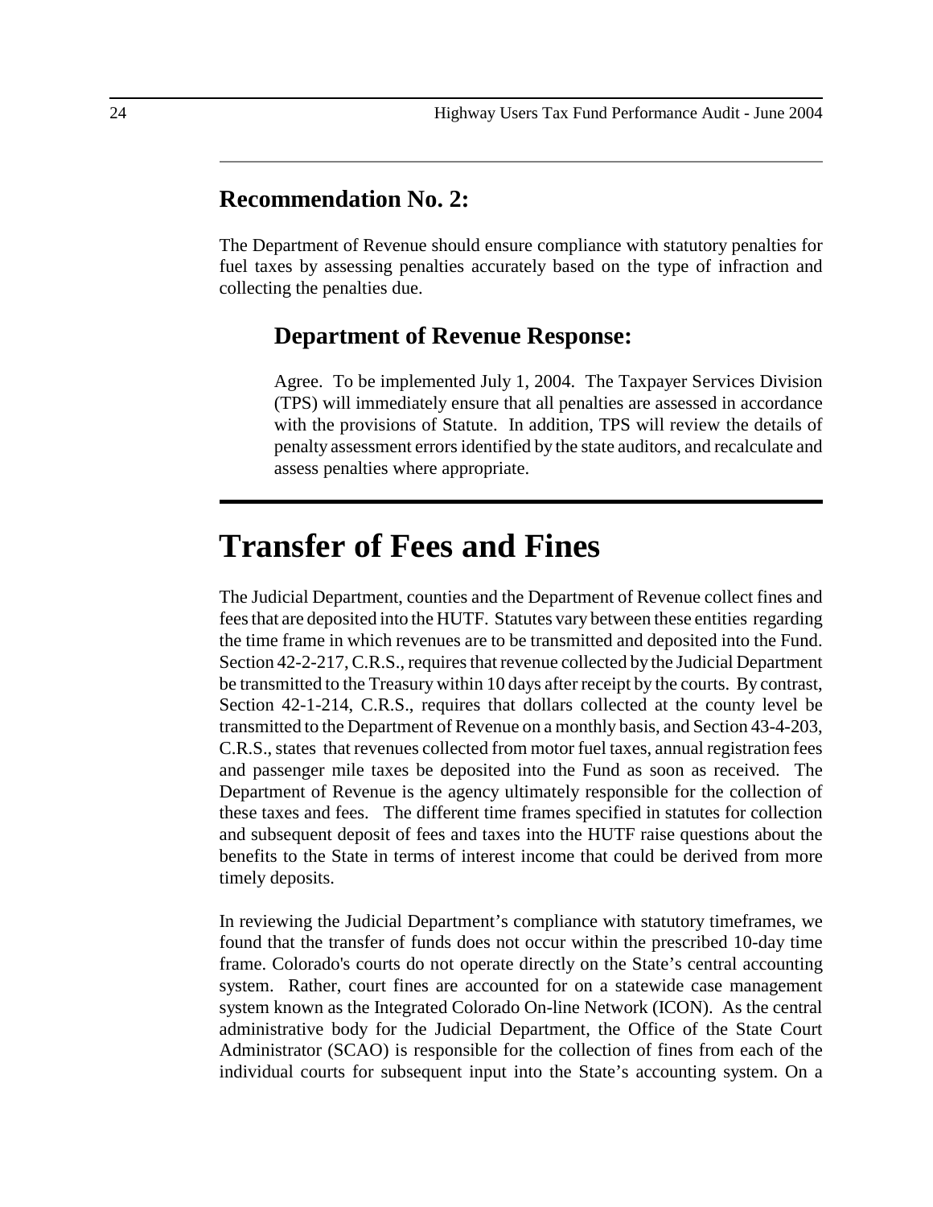## Recommendation No. 2:

The Department of Revenue should ensure compliance with statutory penalties for fuel taxes by assessing penalties accurately based on the type of infraction and collecting the penalties due.

### Department of Revenue Response:

Agree. To be implemented July 1, 2004. The Taxpayer Services Division (TPS) will immediately ensure that all penalties are assessed in accordance with the provisions of Statute. In addition, TPS will review the details of penalty assessment errors identified by the state auditors, and recalculate and assess penalties where appropriate.

# Transfer of Fees and Fines

The Judicial Department, counties and the Department of Revenue collect fines and fees that are deposited into the HUTF. Statutes vary between these entities regarding the time frame in which revenues are to be transmitted and deposited into the Fund. Section 42-2-217, C.R.S., requires that revenue collected by the Judicial Department be transmitted to the Treasury within 10 days after receipt by the courts. By contrast, Section 42-1-214, C.R.S., requires that dollars collected at the county level be transmitted to the Department of Revenue on a monthly basis, and Section 43-4-203, C.R.S., states that revenues collected from motor fuel taxes, annual registration fees and passenger mile taxes be deposited into the Fund as soon as received. The Department of Revenue is the agency ultimately responsible for the collection of these taxes and fees. The different time frames specified in statutes for collection and subsequent deposit of fees and taxes into the HUTF raise questions about the benefits to the State in terms of interest income that could be derived from more timely deposits.

In reviewing the Judicial Department's compliance with statutory timeframes, we found that the transfer of funds does not occur within the prescribed 10-day time frame. Colorado's courts do not operate directly on the State's central accounting system. Rather, court fines are accounted for on a statewide case management system known as the Integrated Colorado On-line Network (ICON). As the central administrative body for the Judicial Department, the Office of the State Court Administrator (SCAO) is responsible for the collection of fines from each of the individual courts for subsequent input into the State's accounting system. On a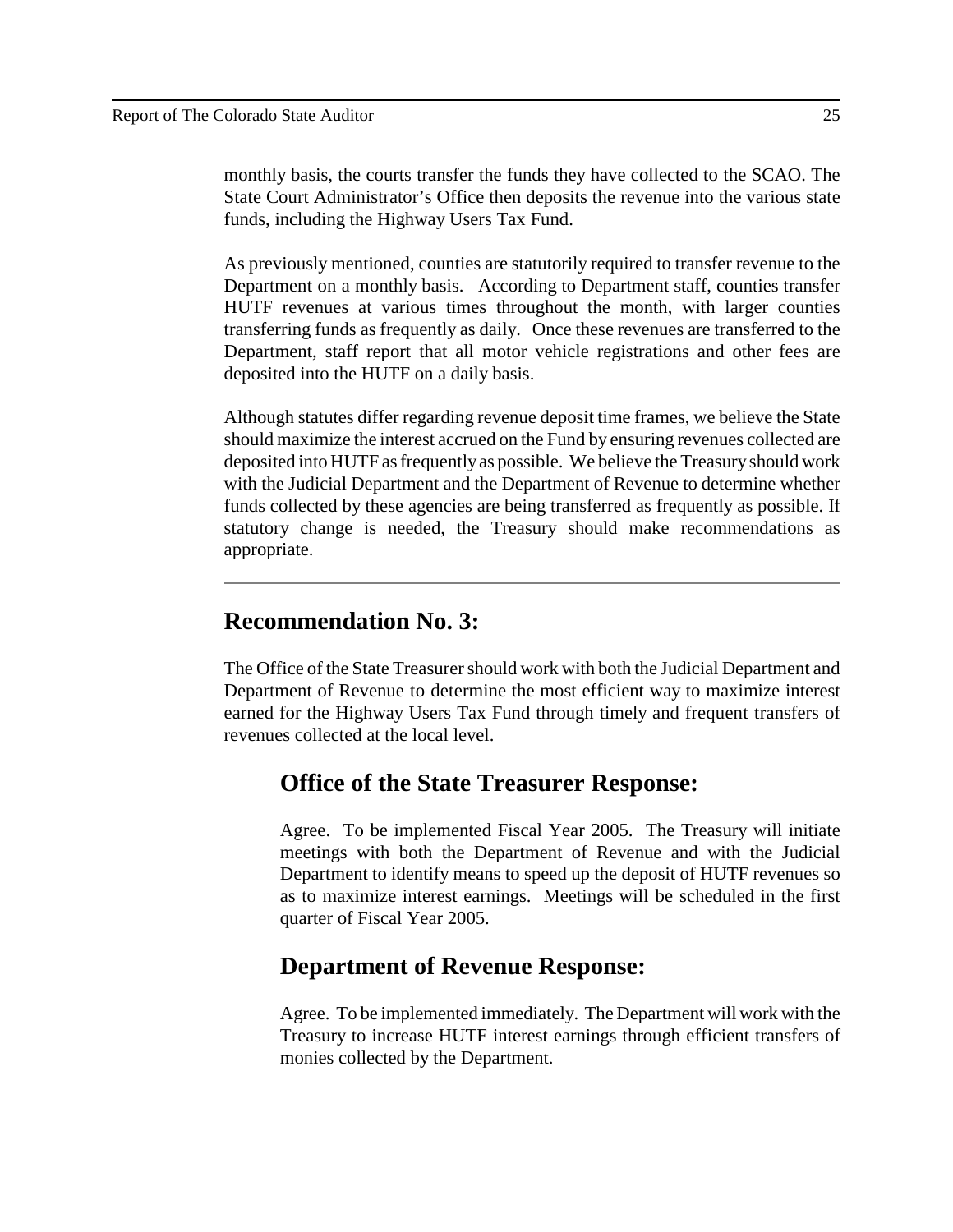monthly basis, the courts transfer the funds they have collected to the SCAO. The State Court Administrator's Office then deposits the revenue into the various state funds, including the Highway Users Tax Fund.

As previously mentioned, counties are statutorily required to transfer revenue to the Department on a monthly basis. According to Department staff, counties transfer HUTF revenues at various times throughout the month, with larger counties transferring funds as frequently as daily. Once these revenues are transferred to the Department, staff report that all motor vehicle registrations and other fees are deposited into the HUTF on a daily basis.

Although statutes differ regarding revenue deposit time frames, we believe the State should maximize the interest accrued on the Fund by ensuring revenues collected are deposited into HUTF as frequently as possible. We believe the Treasury should work with the Judicial Department and the Department of Revenue to determine whether funds collected by these agencies are being transferred as frequently as possible. If statutory change is needed, the Treasury should make recommendations as appropriate.

---

## Recommendation No. 3:

The Office of the State Treasurer should work with both the Judicial Department and Department of Revenue to determine the most efficient way to maximize interest earned for the Highway Users Tax Fund through timely and frequent transfers of revenues collected at the local level.

### Office of the State Treasurer Response:

Agree. To be implemented Fiscal Year 2005. The Treasury will initiate meetings with both the Department of Revenue and with the Judicial Department to identify means to speed up the deposit of HUTF revenues so as to maximize interest earnings. Meetings will be scheduled in the first quarter of Fiscal Year 2005.

### Department of Revenue Response:

Agree. To be implemented immediately. The Department will work with the Treasury to increase HUTF interest earnings through efficient transfers of monies collected by the Department.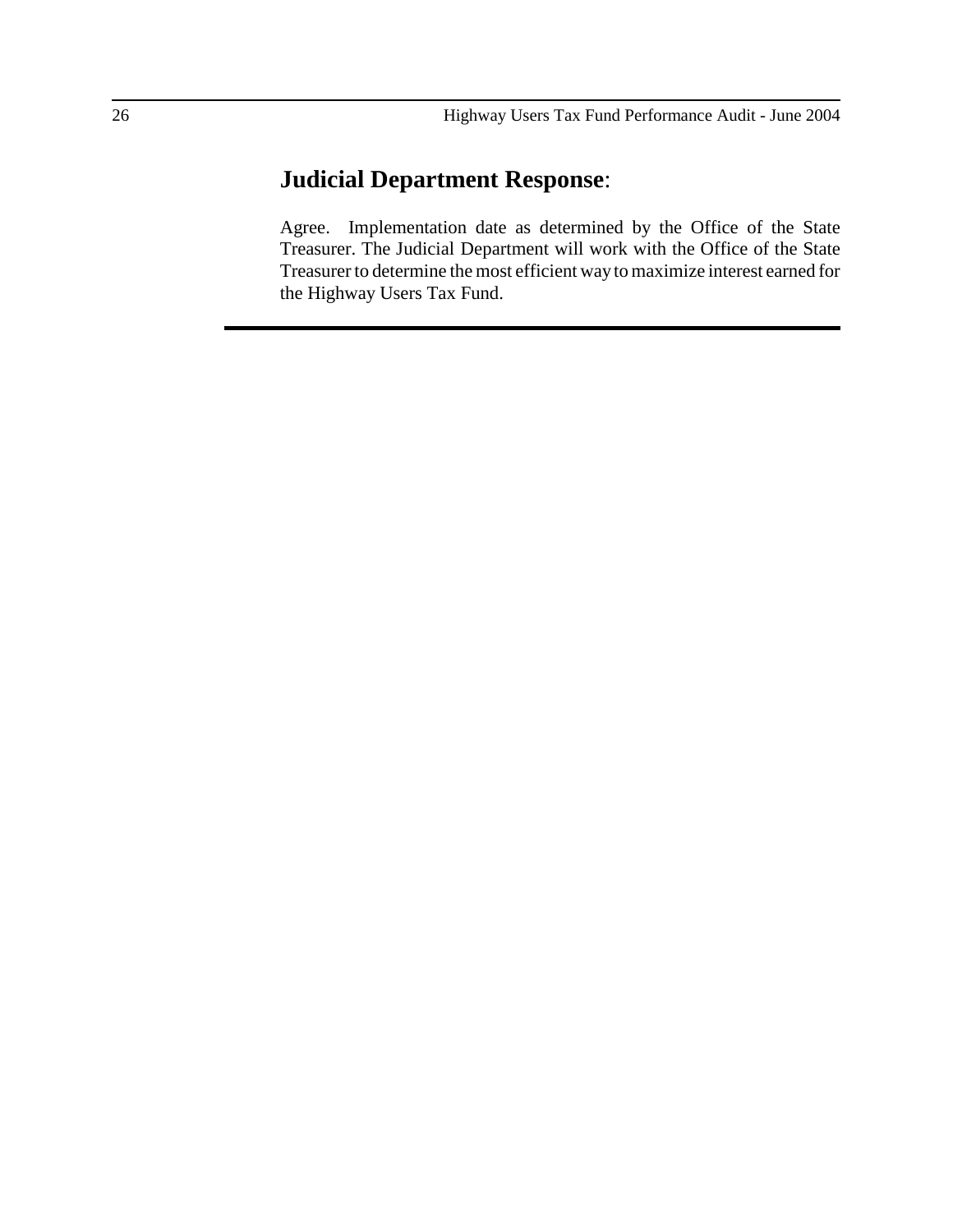## **Judicial Department Response**:

Agree. Implementation date as determined by the Office of the State Treasurer. The Judicial Department will work with the Office of the State Treasurer to determine the most efficient way to maximize interest earned for the Highway Users Tax Fund.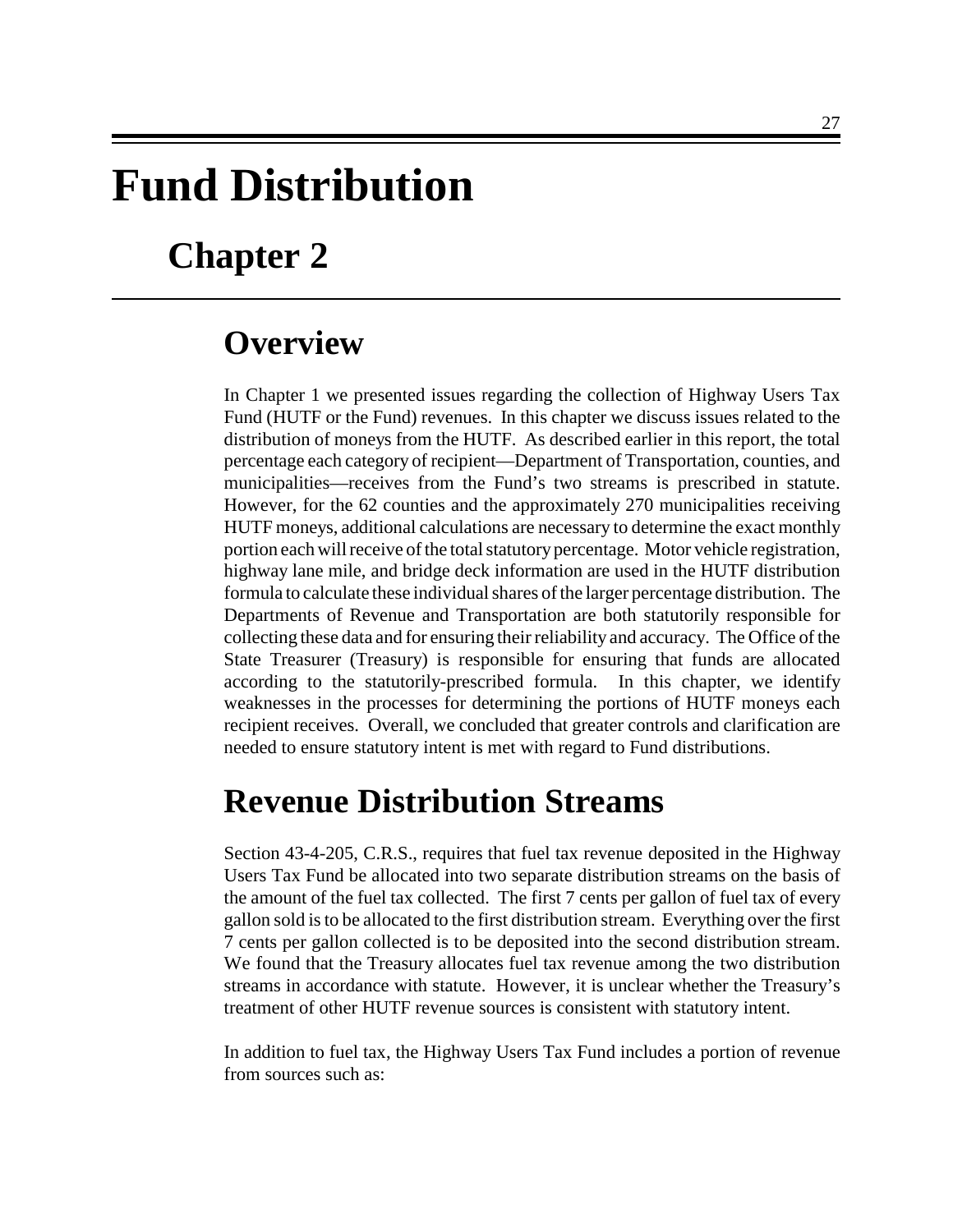# Fund Distribution

## Chapter 2

## Overview

In Chapter 1 we presented issues regarding the collection of Highway Users Tax Fund (HUTF or the Fund) revenues. In this chapter we discuss issues related to the distribution of moneys from the HUTF. As described earlier in this report, the total percentage each category of recipient—Department of Transportation, counties, and municipalities—receives from the Fund's two streams is prescribed in statute. However, for the 62 counties and the approximately 270 municipalities receiving HUTF moneys, additional calculations are necessary to determine the exact monthly portion each will receive of the total statutory percentage. Motor vehicle registration, highway lane mile, and bridge deck information are used in the HUTF distribution formula to calculate these individual shares of the larger percentage distribution. The Departments of Revenue and Transportation are both statutorily responsible for collecting these data and for ensuring their reliability and accuracy. The Office of the State Treasurer (Treasury) is responsible for ensuring that funds are allocated according to the statutorily-prescribed formula. In this chapter, we identify weaknesses in the processes for determining the portions of HUTF moneys each recipient receives. Overall, we concluded that greater controls and clarification are needed to ensure statutory intent is met with regard to Fund distributions.

## Revenue Distribution Streams

Section 43-4-205, C.R.S., requires that fuel tax revenue deposited in the Highway Users Tax Fund be allocated into two separate distribution streams on the basis of the amount of the fuel tax collected. The first 7 cents per gallon of fuel tax of every gallon sold is to be allocated to the first distribution stream. Everything over the first 7 cents per gallon collected is to be deposited into the second distribution stream. We found that the Treasury allocates fuel tax revenue among the two distribution streams in accordance with statute. However, it is unclear whether the Treasury's treatment of other HUTF revenue sources is consistent with statutory intent.

In addition to fuel tax, the Highway Users Tax Fund includes a portion of revenue from sources such as: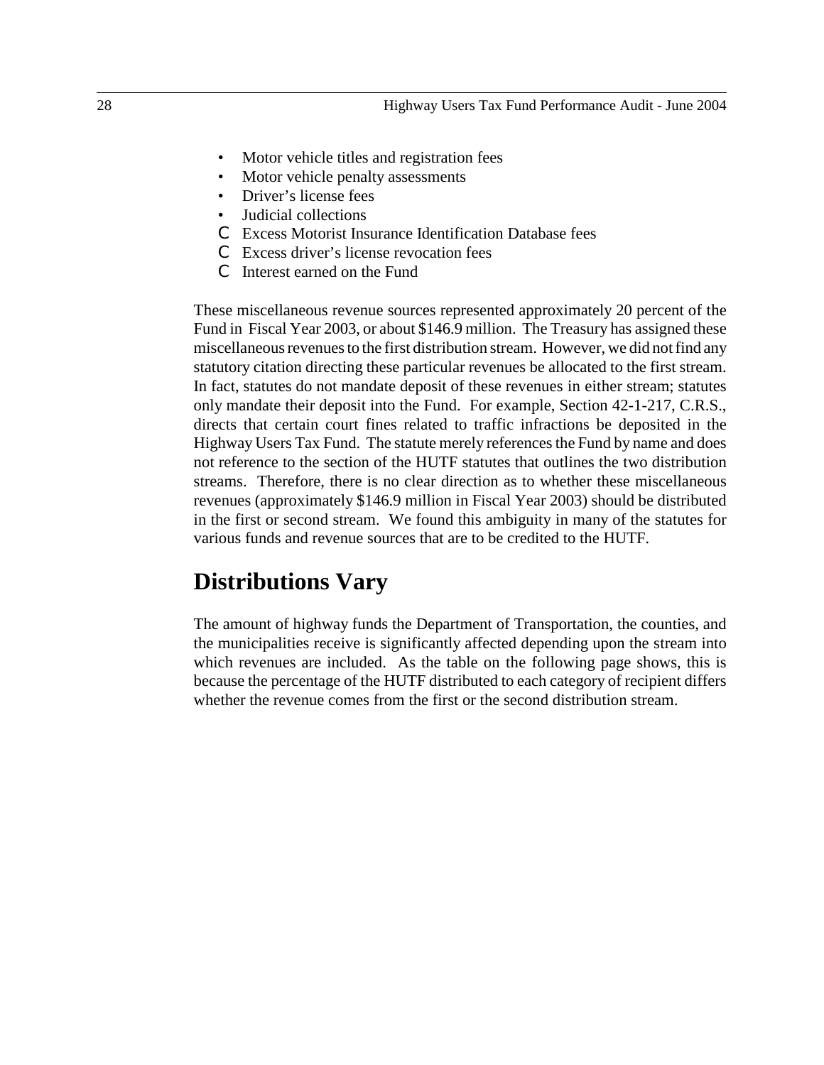- Motor vehicle titles and registration fees
- Motor vehicle penalty assessments
- Driver's license fees
- Judicial collections
- Excess Motorist Insurance Identification Database fees
- Excess driver's license revocation fees
- Interest earned on the Fund

These miscellaneous revenue sources represented approximately 20 percent of the Fund in Fiscal Year 2003, or about $146.9 million. The Treasury has assigned these miscellaneous revenues to the first distribution stream. However, we did not find any statutory citation directing these particular revenues be allocated to the first stream. In fact, statutes do not mandate deposit of these revenues in either stream; statutes only mandate their deposit into the Fund. For example, Section 42-1-217, C.R.S., directs that certain court fines related to traffic infractions be deposited in the Highway Users Tax Fund. The statute merely references the Fund by name and does not reference to the section of the HUTF statutes that outlines the two distribution streams. Therefore, there is no clear direction as to whether these miscellaneous revenues (approximately $146.9 million in Fiscal Year 2003) should be distributed in the first or second stream. We found this ambiguity in many of the statutes for various funds and revenue sources that are to be credited to the HUTF.

## Distributions Vary

The amount of highway funds the Department of Transportation, the counties, and the municipalities receive is significantly affected depending upon the stream into which revenues are included. As the table on the following page shows, this is because the percentage of the HUTF distributed to each category of recipient differs whether the revenue comes from the first or the second distribution stream.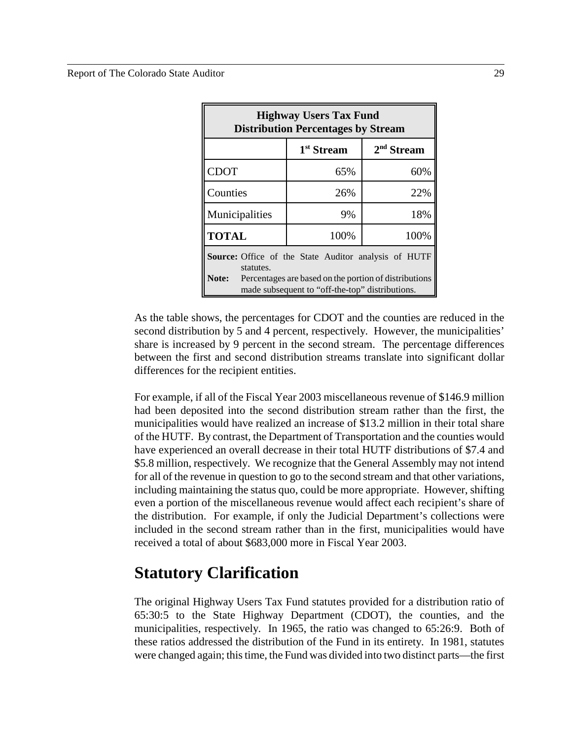| Highway Users Tax Fund Distribution Percentages by Stream | | |
|---|---|---|
| | 1st Stream | 2nd Stream |
| CDOT | 65% | 60% |
| Counties | 26% | 22% |
| Municipalities | 9% | 18% |
| **TOTAL** | 100% | 100% |

**Source:** Office of the State Auditor analysis of HUTF statutes.
**Note:** Percentages are based on the portion of distributions made subsequent to "off-the-top" distributions.

As the table shows, the percentages for CDOT and the counties are reduced in the second distribution by 5 and 4 percent, respectively. However, the municipalities' share is increased by 9 percent in the second stream. The percentage differences between the first and second distribution streams translate into significant dollar differences for the recipient entities.

For example, if all of the Fiscal Year 2003 miscellaneous revenue of $146.9 million had been deposited into the second distribution stream rather than the first, the municipalities would have realized an increase of $13.2 million in their total share of the HUTF. By contrast, the Department of Transportation and the counties would have experienced an overall decrease in their total HUTF distributions of $7.4 and $5.8 million, respectively. We recognize that the General Assembly may not intend for all of the revenue in question to go to the second stream and that other variations, including maintaining the status quo, could be more appropriate. However, shifting even a portion of the miscellaneous revenue would affect each recipient's share of the distribution. For example, if only the Judicial Department's collections were included in the second stream rather than in the first, municipalities would have received a total of about $683,000 more in Fiscal Year 2003.

## Statutory Clarification

The original Highway Users Tax Fund statutes provided for a distribution ratio of 65:30:5 to the State Highway Department (CDOT), the counties, and the municipalities, respectively. In 1965, the ratio was changed to 65:26:9. Both of these ratios addressed the distribution of the Fund in its entirety. In 1981, statutes were changed again; this time, the Fund was divided into two distinct parts—the first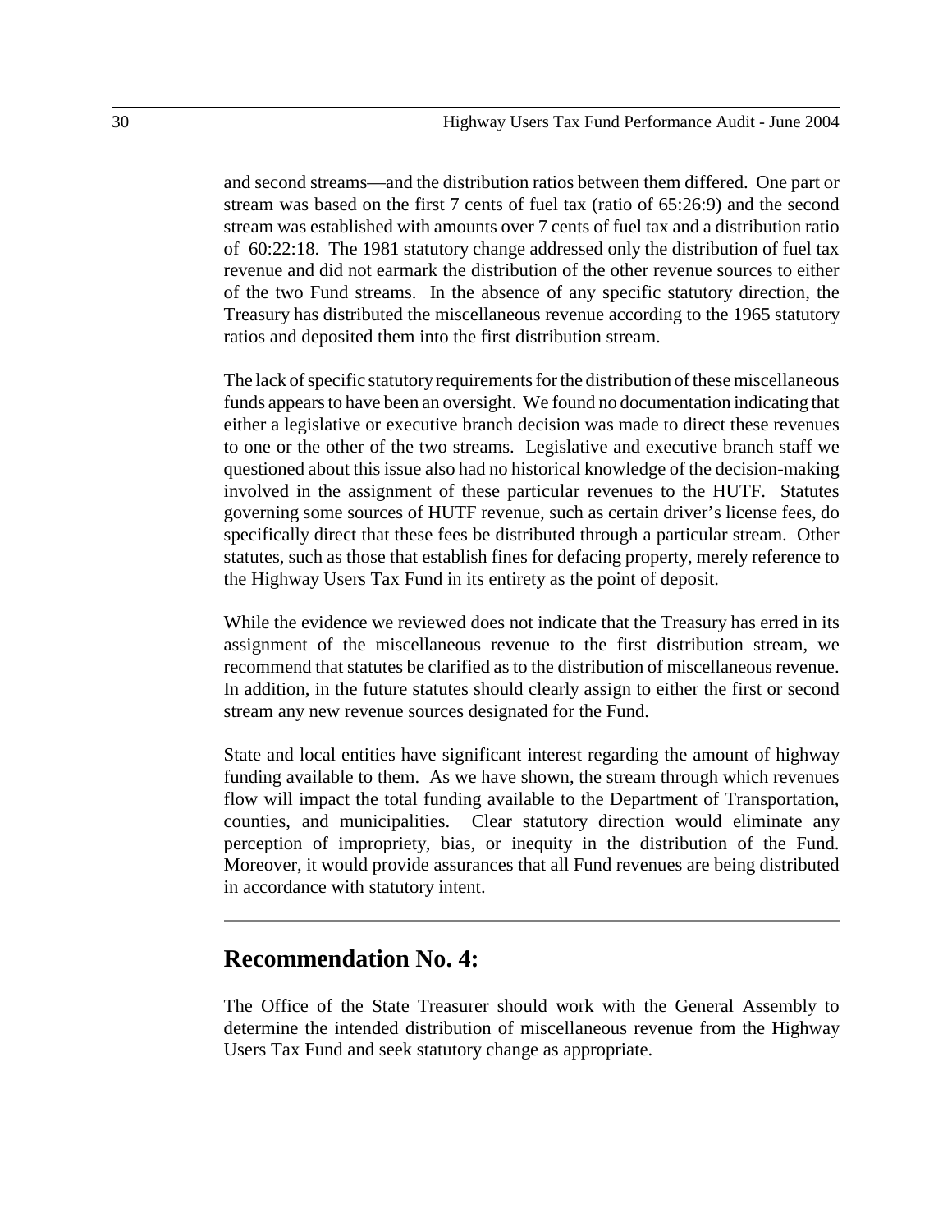and second streams—and the distribution ratios between them differed. One part or stream was based on the first 7 cents of fuel tax (ratio of 65:26:9) and the second stream was established with amounts over 7 cents of fuel tax and a distribution ratio of 60:22:18. The 1981 statutory change addressed only the distribution of fuel tax revenue and did not earmark the distribution of the other revenue sources to either of the two Fund streams. In the absence of any specific statutory direction, the Treasury has distributed the miscellaneous revenue according to the 1965 statutory ratios and deposited them into the first distribution stream.

The lack of specific statutory requirements for the distribution of these miscellaneous funds appears to have been an oversight. We found no documentation indicating that either a legislative or executive branch decision was made to direct these revenues to one or the other of the two streams. Legislative and executive branch staff we questioned about this issue also had no historical knowledge of the decision-making involved in the assignment of these particular revenues to the HUTF. Statutes governing some sources of HUTF revenue, such as certain driver's license fees, do specifically direct that these fees be distributed through a particular stream. Other statutes, such as those that establish fines for defacing property, merely reference to the Highway Users Tax Fund in its entirety as the point of deposit.

While the evidence we reviewed does not indicate that the Treasury has erred in its assignment of the miscellaneous revenue to the first distribution stream, we recommend that statutes be clarified as to the distribution of miscellaneous revenue. In addition, in the future statutes should clearly assign to either the first or second stream any new revenue sources designated for the Fund.

State and local entities have significant interest regarding the amount of highway funding available to them. As we have shown, the stream through which revenues flow will impact the total funding available to the Department of Transportation, counties, and municipalities. Clear statutory direction would eliminate any perception of impropriety, bias, or inequity in the distribution of the Fund. Moreover, it would provide assurances that all Fund revenues are being distributed in accordance with statutory intent.

## Recommendation No. 4:

The Office of the State Treasurer should work with the General Assembly to determine the intended distribution of miscellaneous revenue from the Highway Users Tax Fund and seek statutory change as appropriate.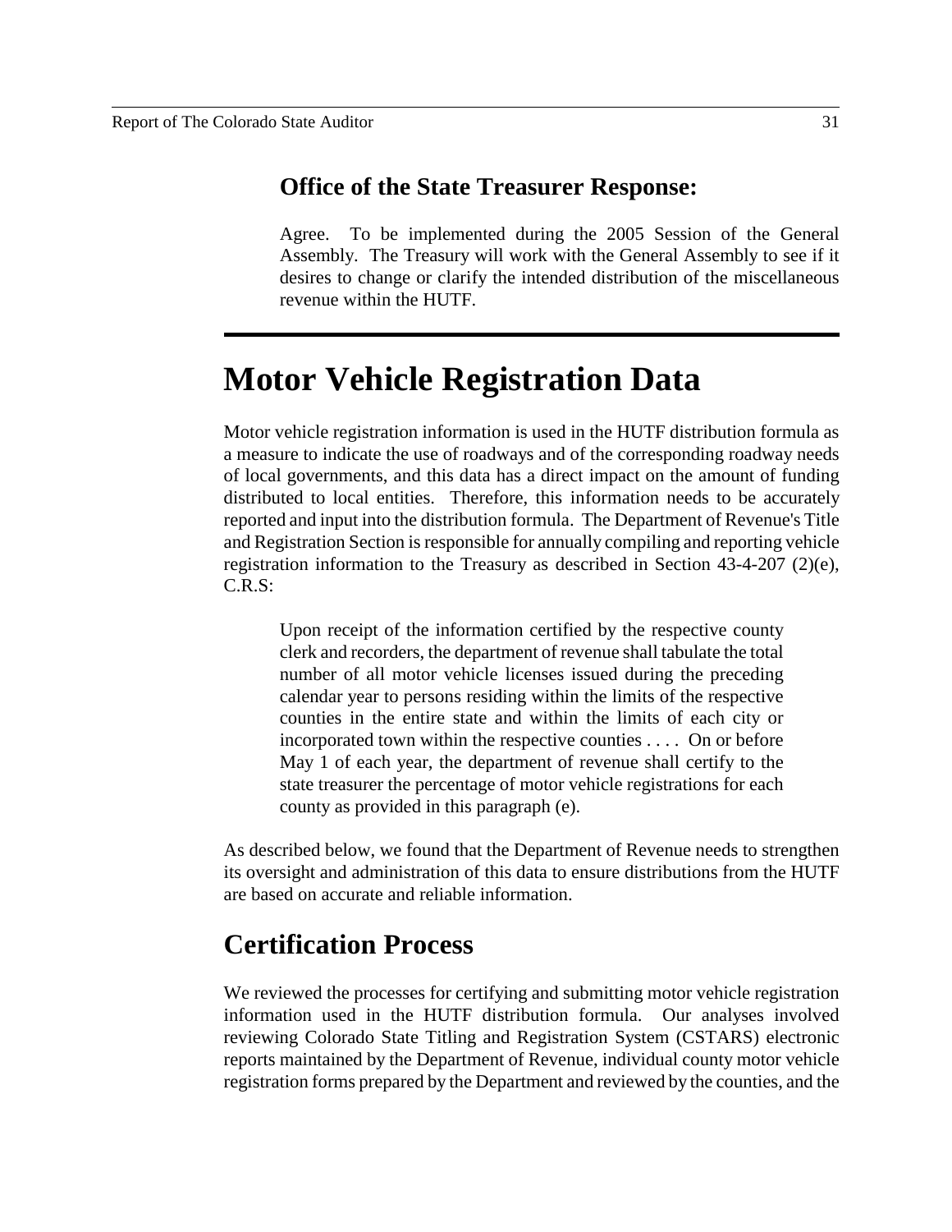### Office of the State Treasurer Response:

Agree. To be implemented during the 2005 Session of the General Assembly. The Treasury will work with the General Assembly to see if it desires to change or clarify the intended distribution of the miscellaneous revenue within the HUTF.

---

# Motor Vehicle Registration Data

Motor vehicle registration information is used in the HUTF distribution formula as a measure to indicate the use of roadways and of the corresponding roadway needs of local governments, and this data has a direct impact on the amount of funding distributed to local entities. Therefore, this information needs to be accurately reported and input into the distribution formula. The Department of Revenue's Title and Registration Section is responsible for annually compiling and reporting vehicle registration information to the Treasury as described in Section 43-4-207 (2)(e), C.R.S:

> Upon receipt of the information certified by the respective county clerk and recorders, the department of revenue shall tabulate the total number of all motor vehicle licenses issued during the preceding calendar year to persons residing within the limits of the respective counties in the entire state and within the limits of each city or incorporated town within the respective counties . . . . On or before May 1 of each year, the department of revenue shall certify to the state treasurer the percentage of motor vehicle registrations for each county as provided in this paragraph (e).

As described below, we found that the Department of Revenue needs to strengthen its oversight and administration of this data to ensure distributions from the HUTF are based on accurate and reliable information.

## Certification Process

We reviewed the processes for certifying and submitting motor vehicle registration information used in the HUTF distribution formula. Our analyses involved reviewing Colorado State Titling and Registration System (CSTARS) electronic reports maintained by the Department of Revenue, individual county motor vehicle registration forms prepared by the Department and reviewed by the counties, and the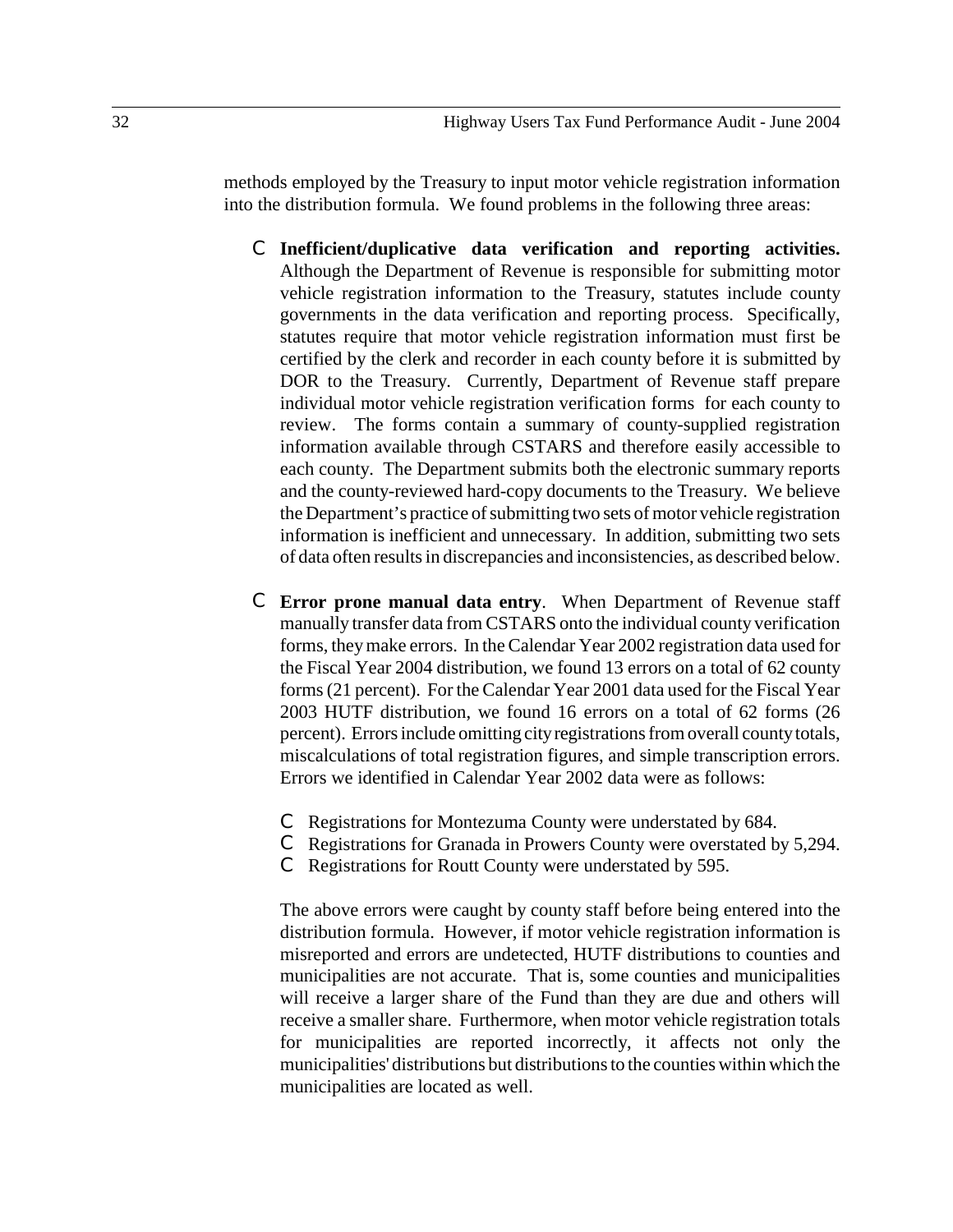methods employed by the Treasury to input motor vehicle registration information into the distribution formula. We found problems in the following three areas:

- **Inefficient/duplicative data verification and reporting activities.** Although the Department of Revenue is responsible for submitting motor vehicle registration information to the Treasury, statutes include county governments in the data verification and reporting process. Specifically, statutes require that motor vehicle registration information must first be certified by the clerk and recorder in each county before it is submitted by DOR to the Treasury. Currently, Department of Revenue staff prepare individual motor vehicle registration verification forms for each county to review. The forms contain a summary of county-supplied registration information available through CSTARS and therefore easily accessible to each county. The Department submits both the electronic summary reports and the county-reviewed hard-copy documents to the Treasury. We believe the Department's practice of submitting two sets of motor vehicle registration information is inefficient and unnecessary. In addition, submitting two sets of data often results in discrepancies and inconsistencies, as described below.

- **Error prone manual data entry**. When Department of Revenue staff manually transfer data from CSTARS onto the individual county verification forms, they make errors. In the Calendar Year 2002 registration data used for the Fiscal Year 2004 distribution, we found 13 errors on a total of 62 county forms (21 percent). For the Calendar Year 2001 data used for the Fiscal Year 2003 HUTF distribution, we found 16 errors on a total of 62 forms (26 percent). Errors include omitting city registrations from overall county totals, miscalculations of total registration figures, and simple transcription errors. Errors we identified in Calendar Year 2002 data were as follows:

  - Registrations for Montezuma County were understated by 684.
  - Registrations for Granada in Prowers County were overstated by 5,294.
  - Registrations for Routt County were understated by 595.

  The above errors were caught by county staff before being entered into the distribution formula. However, if motor vehicle registration information is misreported and errors are undetected, HUTF distributions to counties and municipalities are not accurate. That is, some counties and municipalities will receive a larger share of the Fund than they are due and others will receive a smaller share. Furthermore, when motor vehicle registration totals for municipalities are reported incorrectly, it affects not only the municipalities' distributions but distributions to the counties within which the municipalities are located as well.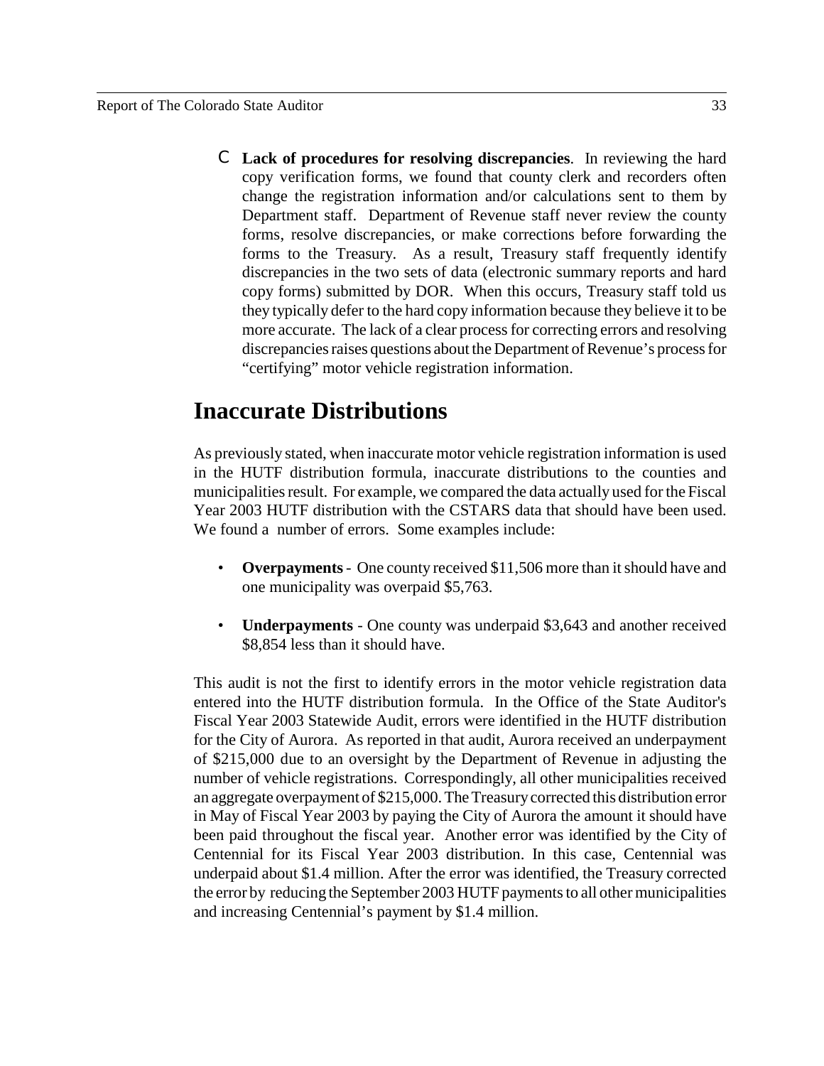- **Lack of procedures for resolving discrepancies**. In reviewing the hard copy verification forms, we found that county clerk and recorders often change the registration information and/or calculations sent to them by Department staff. Department of Revenue staff never review the county forms, resolve discrepancies, or make corrections before forwarding the forms to the Treasury. As a result, Treasury staff frequently identify discrepancies in the two sets of data (electronic summary reports and hard copy forms) submitted by DOR. When this occurs, Treasury staff told us they typically defer to the hard copy information because they believe it to be more accurate. The lack of a clear process for correcting errors and resolving discrepancies raises questions about the Department of Revenue's process for "certifying" motor vehicle registration information.

## Inaccurate Distributions

As previously stated, when inaccurate motor vehicle registration information is used in the HUTF distribution formula, inaccurate distributions to the counties and municipalities result. For example, we compared the data actually used for the Fiscal Year 2003 HUTF distribution with the CSTARS data that should have been used. We found a number of errors. Some examples include:

- **Overpayments** - One county received $11,506 more than it should have and one municipality was overpaid $5,763.
- **Underpayments** - One county was underpaid $3,643 and another received $8,854 less than it should have.

This audit is not the first to identify errors in the motor vehicle registration data entered into the HUTF distribution formula. In the Office of the State Auditor's Fiscal Year 2003 Statewide Audit, errors were identified in the HUTF distribution for the City of Aurora. As reported in that audit, Aurora received an underpayment of $215,000 due to an oversight by the Department of Revenue in adjusting the number of vehicle registrations. Correspondingly, all other municipalities received an aggregate overpayment of $215,000. The Treasury corrected this distribution error in May of Fiscal Year 2003 by paying the City of Aurora the amount it should have been paid throughout the fiscal year. Another error was identified by the City of Centennial for its Fiscal Year 2003 distribution. In this case, Centennial was underpaid about $1.4 million. After the error was identified, the Treasury corrected the error by reducing the September 2003 HUTF payments to all other municipalities and increasing Centennial's payment by $1.4 million.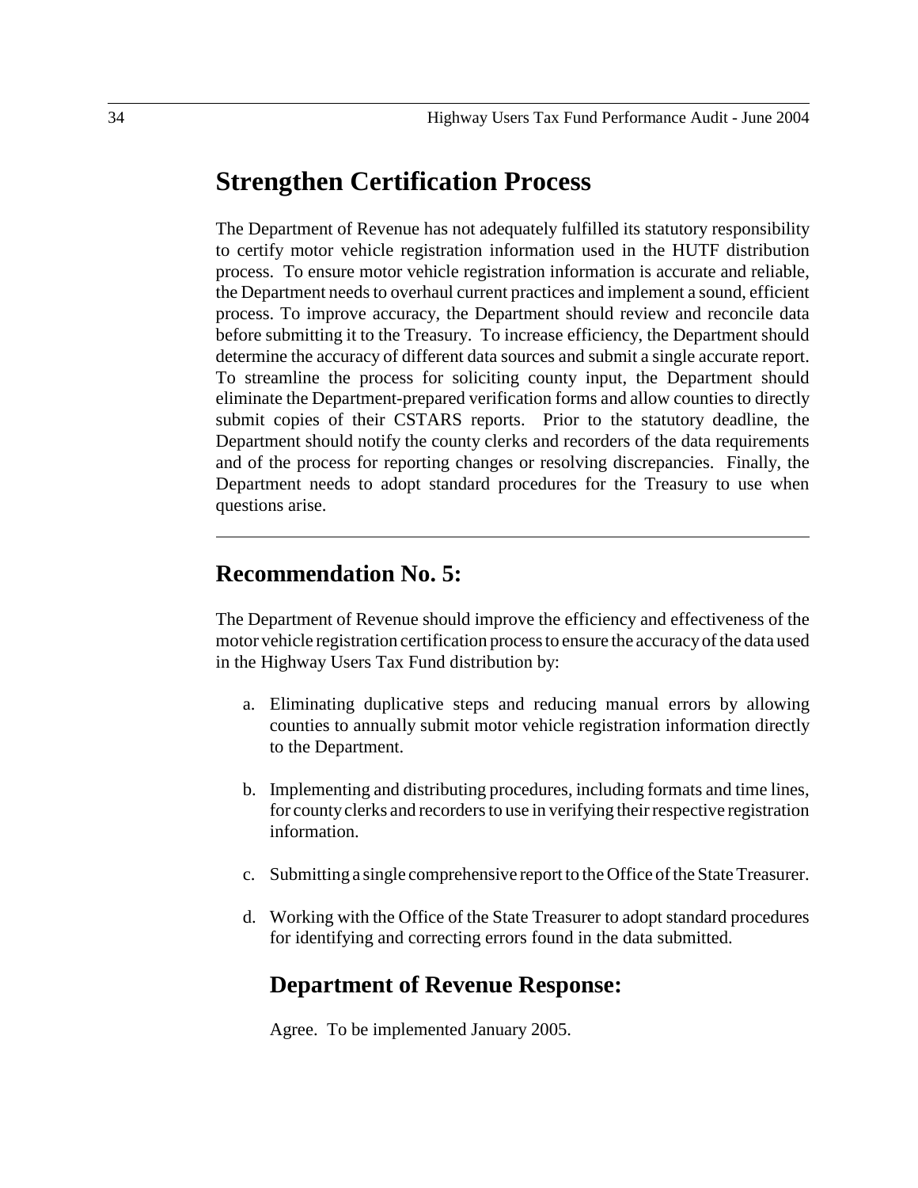## Strengthen Certification Process

The Department of Revenue has not adequately fulfilled its statutory responsibility to certify motor vehicle registration information used in the HUTF distribution process. To ensure motor vehicle registration information is accurate and reliable, the Department needs to overhaul current practices and implement a sound, efficient process. To improve accuracy, the Department should review and reconcile data before submitting it to the Treasury. To increase efficiency, the Department should determine the accuracy of different data sources and submit a single accurate report. To streamline the process for soliciting county input, the Department should eliminate the Department-prepared verification forms and allow counties to directly submit copies of their CSTARS reports. Prior to the statutory deadline, the Department should notify the county clerks and recorders of the data requirements and of the process for reporting changes or resolving discrepancies. Finally, the Department needs to adopt standard procedures for the Treasury to use when questions arise.

---

## Recommendation No. 5:

The Department of Revenue should improve the efficiency and effectiveness of the motor vehicle registration certification process to ensure the accuracy of the data used in the Highway Users Tax Fund distribution by:

a. Eliminating duplicative steps and reducing manual errors by allowing counties to annually submit motor vehicle registration information directly to the Department.

b. Implementing and distributing procedures, including formats and time lines, for county clerks and recorders to use in verifying their respective registration information.

c. Submitting a single comprehensive report to the Office of the State Treasurer.

d. Working with the Office of the State Treasurer to adopt standard procedures for identifying and correcting errors found in the data submitted.

### Department of Revenue Response:

Agree. To be implemented January 2005.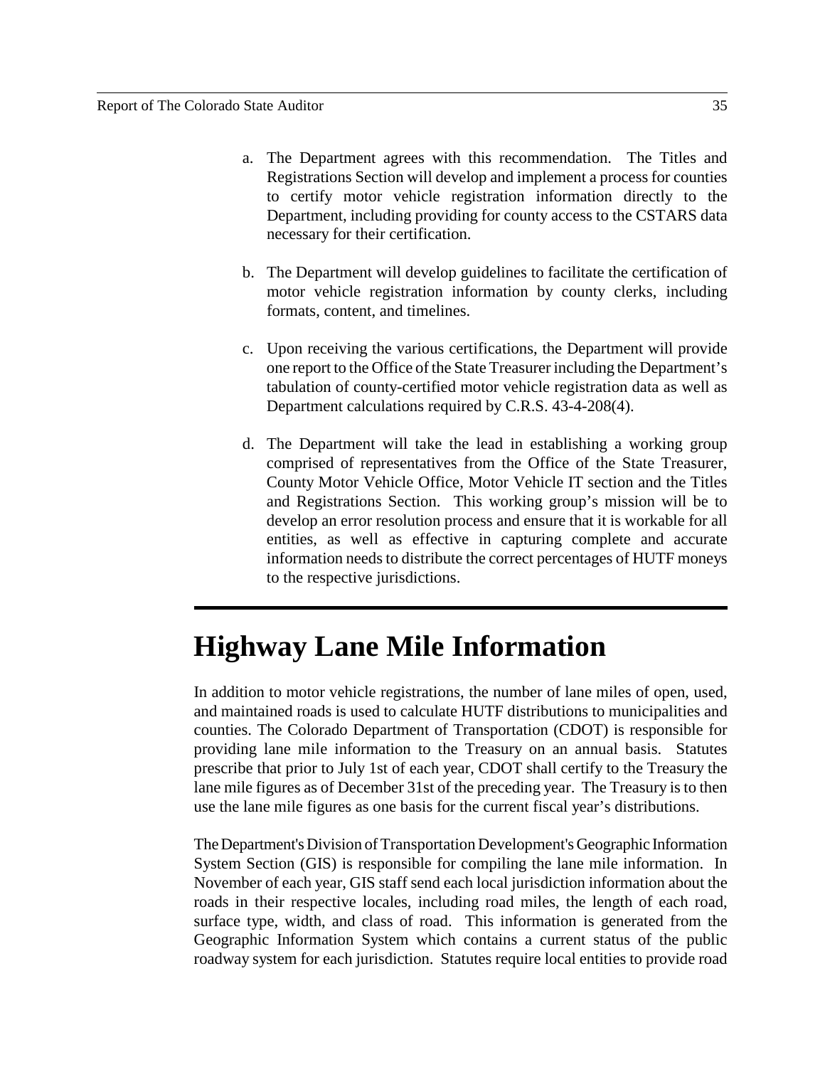a. The Department agrees with this recommendation. The Titles and Registrations Section will develop and implement a process for counties to certify motor vehicle registration information directly to the Department, including providing for county access to the CSTARS data necessary for their certification.

b. The Department will develop guidelines to facilitate the certification of motor vehicle registration information by county clerks, including formats, content, and timelines.

c. Upon receiving the various certifications, the Department will provide one report to the Office of the State Treasurer including the Department's tabulation of county-certified motor vehicle registration data as well as Department calculations required by C.R.S. 43-4-208(4).

d. The Department will take the lead in establishing a working group comprised of representatives from the Office of the State Treasurer, County Motor Vehicle Office, Motor Vehicle IT section and the Titles and Registrations Section. This working group's mission will be to develop an error resolution process and ensure that it is workable for all entities, as well as effective in capturing complete and accurate information needs to distribute the correct percentages of HUTF moneys to the respective jurisdictions.

# Highway Lane Mile Information

In addition to motor vehicle registrations, the number of lane miles of open, used, and maintained roads is used to calculate HUTF distributions to municipalities and counties. The Colorado Department of Transportation (CDOT) is responsible for providing lane mile information to the Treasury on an annual basis. Statutes prescribe that prior to July 1st of each year, CDOT shall certify to the Treasury the lane mile figures as of December 31st of the preceding year. The Treasury is to then use the lane mile figures as one basis for the current fiscal year's distributions.

The Department's Division of Transportation Development's Geographic Information System Section (GIS) is responsible for compiling the lane mile information. In November of each year, GIS staff send each local jurisdiction information about the roads in their respective locales, including road miles, the length of each road, surface type, width, and class of road. This information is generated from the Geographic Information System which contains a current status of the public roadway system for each jurisdiction. Statutes require local entities to provide road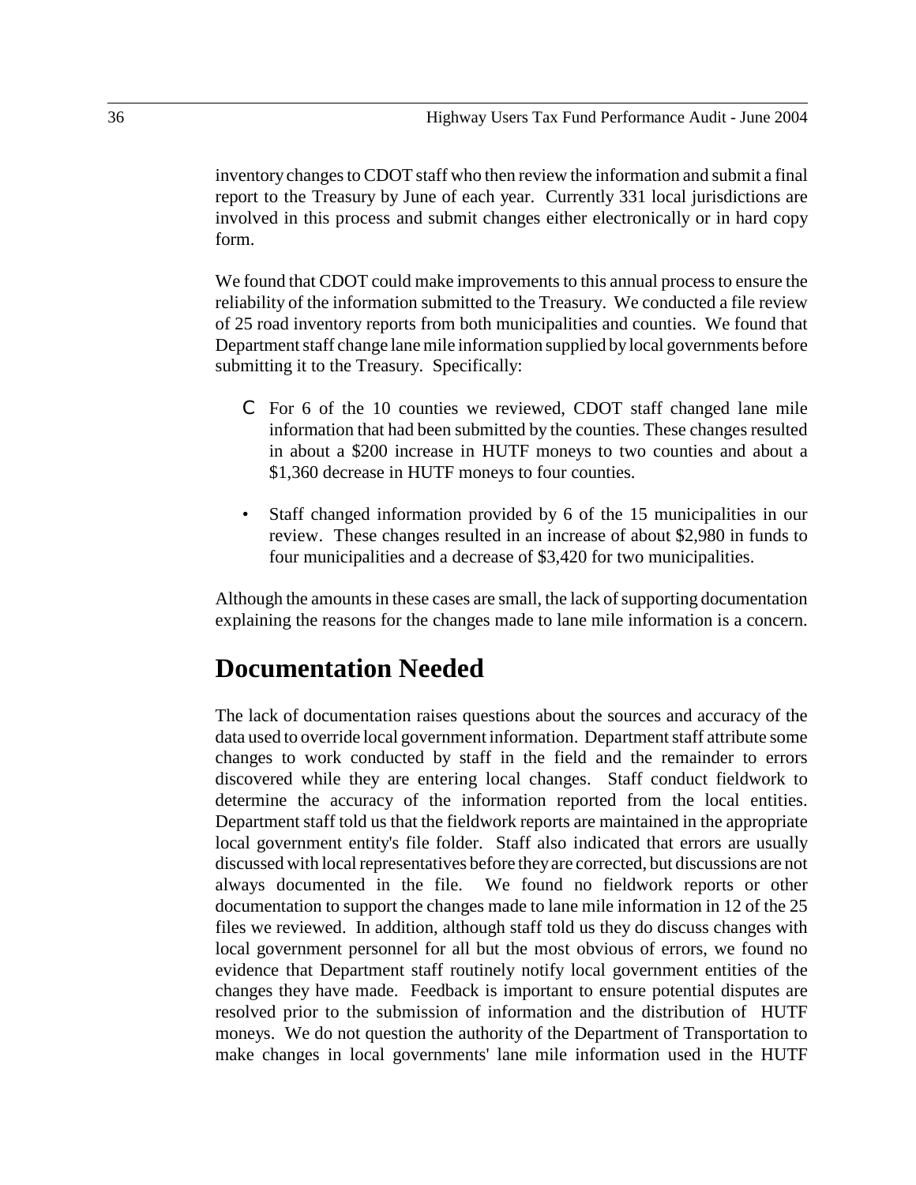inventory changes to CDOT staff who then review the information and submit a final report to the Treasury by June of each year. Currently 331 local jurisdictions are involved in this process and submit changes either electronically or in hard copy form.

We found that CDOT could make improvements to this annual process to ensure the reliability of the information submitted to the Treasury. We conducted a file review of 25 road inventory reports from both municipalities and counties. We found that Department staff change lane mile information supplied by local governments before submitting it to the Treasury. Specifically:

- For 6 of the 10 counties we reviewed, CDOT staff changed lane mile information that had been submitted by the counties. These changes resulted in about a $200 increase in HUTF moneys to two counties and about a $1,360 decrease in HUTF moneys to four counties.

- Staff changed information provided by 6 of the 15 municipalities in our review. These changes resulted in an increase of about $2,980 in funds to four municipalities and a decrease of $3,420 for two municipalities.

Although the amounts in these cases are small, the lack of supporting documentation explaining the reasons for the changes made to lane mile information is a concern.

## Documentation Needed

The lack of documentation raises questions about the sources and accuracy of the data used to override local government information. Department staff attribute some changes to work conducted by staff in the field and the remainder to errors discovered while they are entering local changes. Staff conduct fieldwork to determine the accuracy of the information reported from the local entities. Department staff told us that the fieldwork reports are maintained in the appropriate local government entity's file folder. Staff also indicated that errors are usually discussed with local representatives before they are corrected, but discussions are not always documented in the file. We found no fieldwork reports or other documentation to support the changes made to lane mile information in 12 of the 25 files we reviewed. In addition, although staff told us they do discuss changes with local government personnel for all but the most obvious of errors, we found no evidence that Department staff routinely notify local government entities of the changes they have made. Feedback is important to ensure potential disputes are resolved prior to the submission of information and the distribution of HUTF moneys. We do not question the authority of the Department of Transportation to make changes in local governments' lane mile information used in the HUTF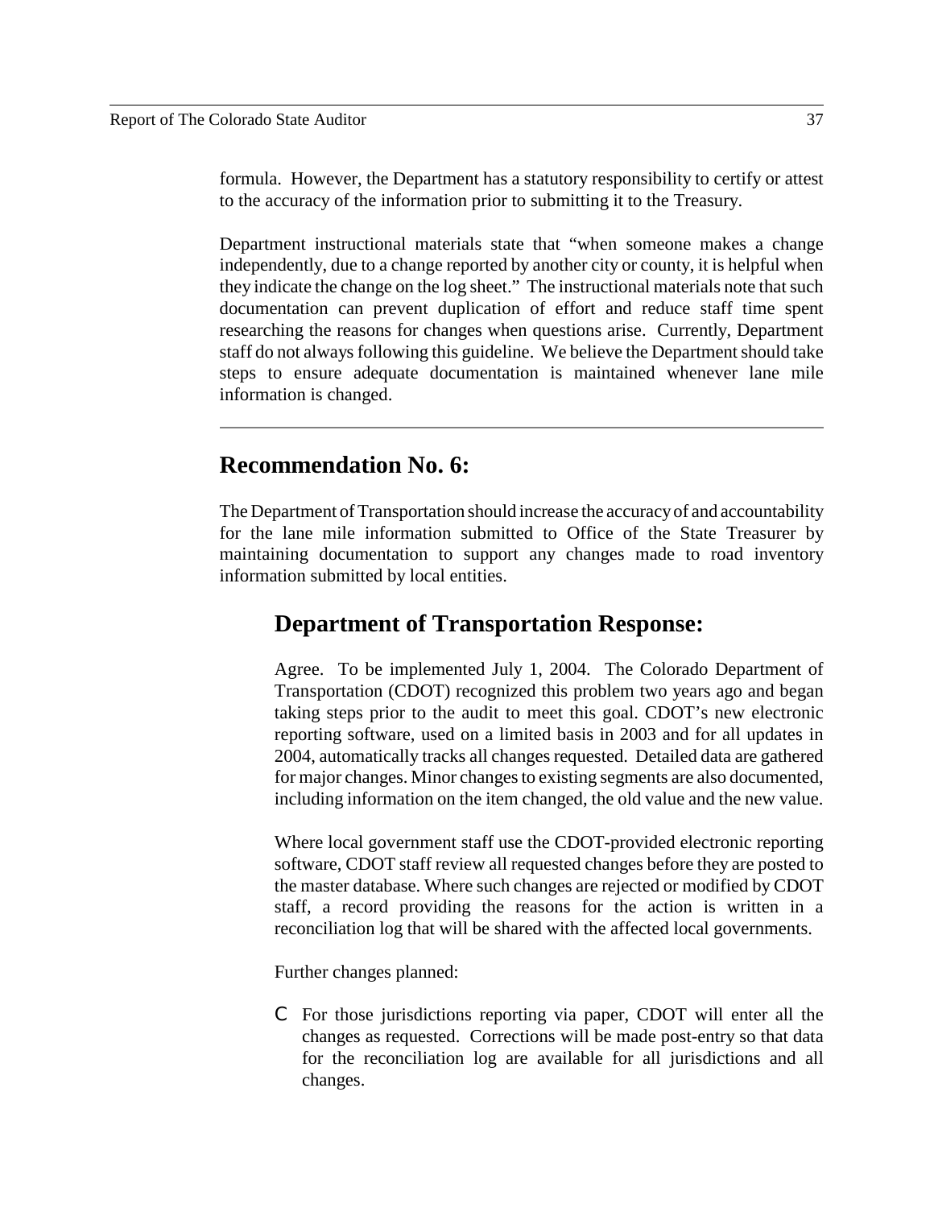formula. However, the Department has a statutory responsibility to certify or attest to the accuracy of the information prior to submitting it to the Treasury.

Department instructional materials state that "when someone makes a change independently, due to a change reported by another city or county, it is helpful when they indicate the change on the log sheet." The instructional materials note that such documentation can prevent duplication of effort and reduce staff time spent researching the reasons for changes when questions arise. Currently, Department staff do not always following this guideline. We believe the Department should take steps to ensure adequate documentation is maintained whenever lane mile information is changed.

---

## Recommendation No. 6:

The Department of Transportation should increase the accuracy of and accountability for the lane mile information submitted to Office of the State Treasurer by maintaining documentation to support any changes made to road inventory information submitted by local entities.

### Department of Transportation Response:

Agree. To be implemented July 1, 2004. The Colorado Department of Transportation (CDOT) recognized this problem two years ago and began taking steps prior to the audit to meet this goal. CDOT's new electronic reporting software, used on a limited basis in 2003 and for all updates in 2004, automatically tracks all changes requested. Detailed data are gathered for major changes. Minor changes to existing segments are also documented, including information on the item changed, the old value and the new value.

Where local government staff use the CDOT-provided electronic reporting software, CDOT staff review all requested changes before they are posted to the master database. Where such changes are rejected or modified by CDOT staff, a record providing the reasons for the action is written in a reconciliation log that will be shared with the affected local governments.

Further changes planned:

- For those jurisdictions reporting via paper, CDOT will enter all the changes as requested. Corrections will be made post-entry so that data for the reconciliation log are available for all jurisdictions and all changes.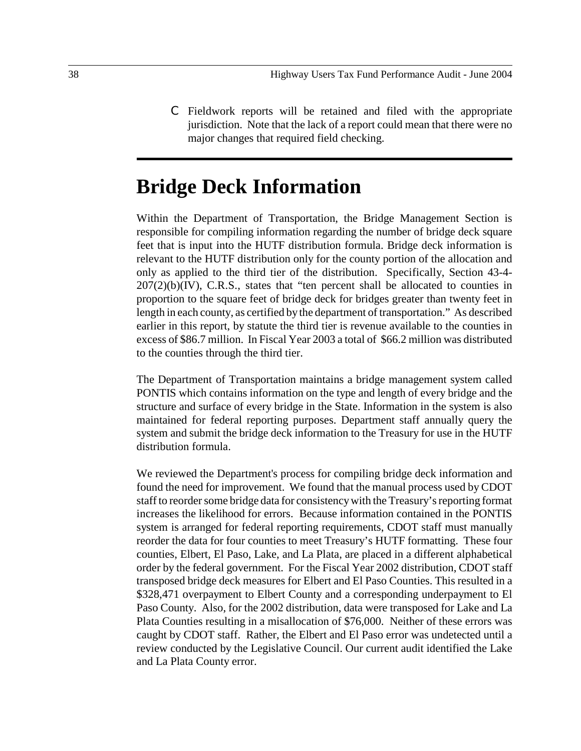- Fieldwork reports will be retained and filed with the appropriate jurisdiction. Note that the lack of a report could mean that there were no major changes that required field checking.

# Bridge Deck Information

Within the Department of Transportation, the Bridge Management Section is responsible for compiling information regarding the number of bridge deck square feet that is input into the HUTF distribution formula. Bridge deck information is relevant to the HUTF distribution only for the county portion of the allocation and only as applied to the third tier of the distribution. Specifically, Section 43-4-207(2)(b)(IV), C.R.S., states that "ten percent shall be allocated to counties in proportion to the square feet of bridge deck for bridges greater than twenty feet in length in each county, as certified by the department of transportation." As described earlier in this report, by statute the third tier is revenue available to the counties in excess of $86.7 million. In Fiscal Year 2003 a total of $66.2 million was distributed to the counties through the third tier.

The Department of Transportation maintains a bridge management system called PONTIS which contains information on the type and length of every bridge and the structure and surface of every bridge in the State. Information in the system is also maintained for federal reporting purposes. Department staff annually query the system and submit the bridge deck information to the Treasury for use in the HUTF distribution formula.

We reviewed the Department's process for compiling bridge deck information and found the need for improvement. We found that the manual process used by CDOT staff to reorder some bridge data for consistency with the Treasury's reporting format increases the likelihood for errors. Because information contained in the PONTIS system is arranged for federal reporting requirements, CDOT staff must manually reorder the data for four counties to meet Treasury's HUTF formatting. These four counties, Elbert, El Paso, Lake, and La Plata, are placed in a different alphabetical order by the federal government. For the Fiscal Year 2002 distribution, CDOT staff transposed bridge deck measures for Elbert and El Paso Counties. This resulted in a $328,471 overpayment to Elbert County and a corresponding underpayment to El Paso County. Also, for the 2002 distribution, data were transposed for Lake and La Plata Counties resulting in a misallocation of $76,000. Neither of these errors was caught by CDOT staff. Rather, the Elbert and El Paso error was undetected until a review conducted by the Legislative Council. Our current audit identified the Lake and La Plata County error.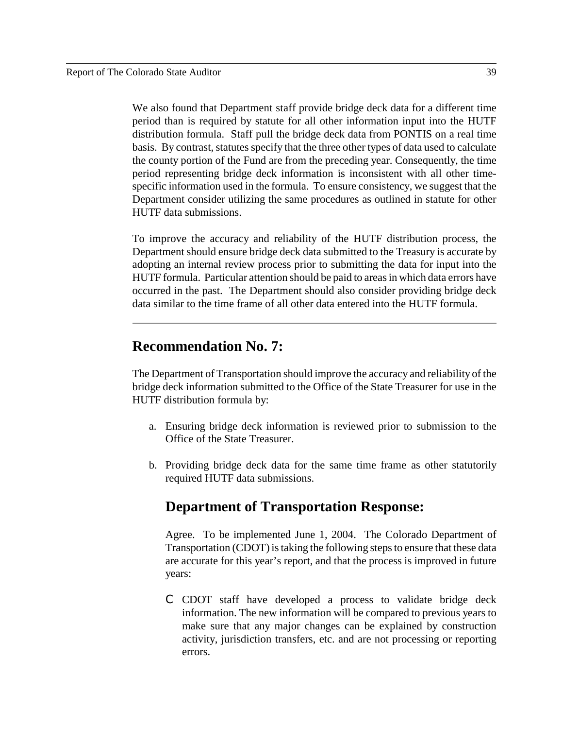We also found that Department staff provide bridge deck data for a different time period than is required by statute for all other information input into the HUTF distribution formula. Staff pull the bridge deck data from PONTIS on a real time basis. By contrast, statutes specify that the three other types of data used to calculate the county portion of the Fund are from the preceding year. Consequently, the time period representing bridge deck information is inconsistent with all other time-specific information used in the formula. To ensure consistency, we suggest that the Department consider utilizing the same procedures as outlined in statute for other HUTF data submissions.

To improve the accuracy and reliability of the HUTF distribution process, the Department should ensure bridge deck data submitted to the Treasury is accurate by adopting an internal review process prior to submitting the data for input into the HUTF formula. Particular attention should be paid to areas in which data errors have occurred in the past. The Department should also consider providing bridge deck data similar to the time frame of all other data entered into the HUTF formula.

---

## Recommendation No. 7:

The Department of Transportation should improve the accuracy and reliability of the bridge deck information submitted to the Office of the State Treasurer for use in the HUTF distribution formula by:

a. Ensuring bridge deck information is reviewed prior to submission to the Office of the State Treasurer.

b. Providing bridge deck data for the same time frame as other statutorily required HUTF data submissions.

### Department of Transportation Response:

Agree. To be implemented June 1, 2004. The Colorado Department of Transportation (CDOT) is taking the following steps to ensure that these data are accurate for this year's report, and that the process is improved in future years:

- CDOT staff have developed a process to validate bridge deck information. The new information will be compared to previous years to make sure that any major changes can be explained by construction activity, jurisdiction transfers, etc. and are not processing or reporting errors.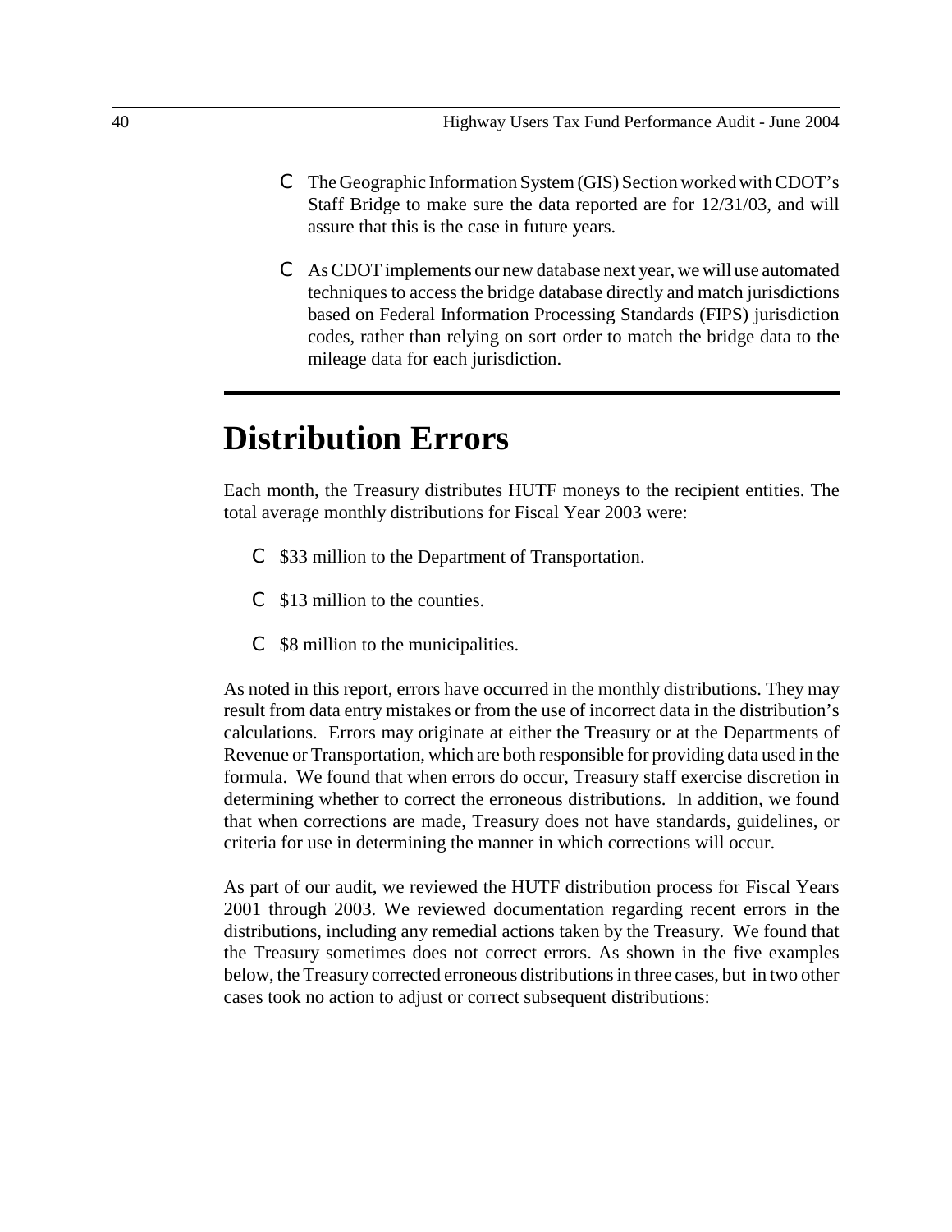- The Geographic Information System (GIS) Section worked with CDOT's Staff Bridge to make sure the data reported are for 12/31/03, and will assure that this is the case in future years.

- As CDOT implements our new database next year, we will use automated techniques to access the bridge database directly and match jurisdictions based on Federal Information Processing Standards (FIPS) jurisdiction codes, rather than relying on sort order to match the bridge data to the mileage data for each jurisdiction.

# Distribution Errors

Each month, the Treasury distributes HUTF moneys to the recipient entities. The total average monthly distributions for Fiscal Year 2003 were:

- $33 million to the Department of Transportation.

- $13 million to the counties.

- $8 million to the municipalities.

As noted in this report, errors have occurred in the monthly distributions. They may result from data entry mistakes or from the use of incorrect data in the distribution's calculations. Errors may originate at either the Treasury or at the Departments of Revenue or Transportation, which are both responsible for providing data used in the formula. We found that when errors do occur, Treasury staff exercise discretion in determining whether to correct the erroneous distributions. In addition, we found that when corrections are made, Treasury does not have standards, guidelines, or criteria for use in determining the manner in which corrections will occur.

As part of our audit, we reviewed the HUTF distribution process for Fiscal Years 2001 through 2003. We reviewed documentation regarding recent errors in the distributions, including any remedial actions taken by the Treasury. We found that the Treasury sometimes does not correct errors. As shown in the five examples below, the Treasury corrected erroneous distributions in three cases, but in two other cases took no action to adjust or correct subsequent distributions: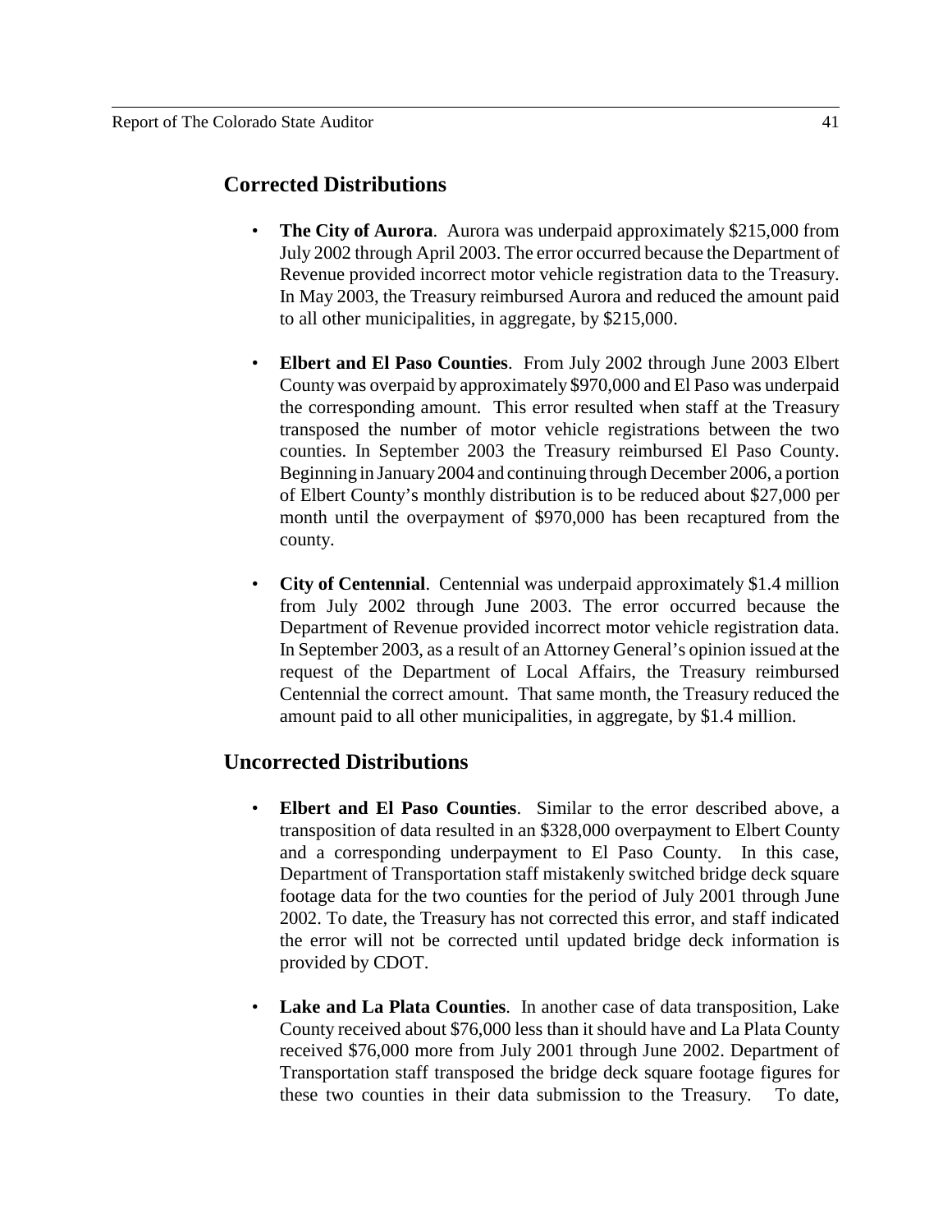## Corrected Distributions

- **The City of Aurora**. Aurora was underpaid approximately $215,000 from July 2002 through April 2003. The error occurred because the Department of Revenue provided incorrect motor vehicle registration data to the Treasury. In May 2003, the Treasury reimbursed Aurora and reduced the amount paid to all other municipalities, in aggregate, by $215,000.

- **Elbert and El Paso Counties**. From July 2002 through June 2003 Elbert County was overpaid by approximately $970,000 and El Paso was underpaid the corresponding amount. This error resulted when staff at the Treasury transposed the number of motor vehicle registrations between the two counties. In September 2003 the Treasury reimbursed El Paso County. Beginning in January 2004 and continuing through December 2006, a portion of Elbert County's monthly distribution is to be reduced about $27,000 per month until the overpayment of $970,000 has been recaptured from the county.

- **City of Centennial**. Centennial was underpaid approximately $1.4 million from July 2002 through June 2003. The error occurred because the Department of Revenue provided incorrect motor vehicle registration data. In September 2003, as a result of an Attorney General's opinion issued at the request of the Department of Local Affairs, the Treasury reimbursed Centennial the correct amount. That same month, the Treasury reduced the amount paid to all other municipalities, in aggregate, by $1.4 million.

## Uncorrected Distributions

- **Elbert and El Paso Counties**. Similar to the error described above, a transposition of data resulted in an $328,000 overpayment to Elbert County and a corresponding underpayment to El Paso County. In this case, Department of Transportation staff mistakenly switched bridge deck square footage data for the two counties for the period of July 2001 through June 2002. To date, the Treasury has not corrected this error, and staff indicated the error will not be corrected until updated bridge deck information is provided by CDOT.

- **Lake and La Plata Counties**. In another case of data transposition, Lake County received about $76,000 less than it should have and La Plata County received $76,000 more from July 2001 through June 2002. Department of Transportation staff transposed the bridge deck square footage figures for these two counties in their data submission to the Treasury. To date,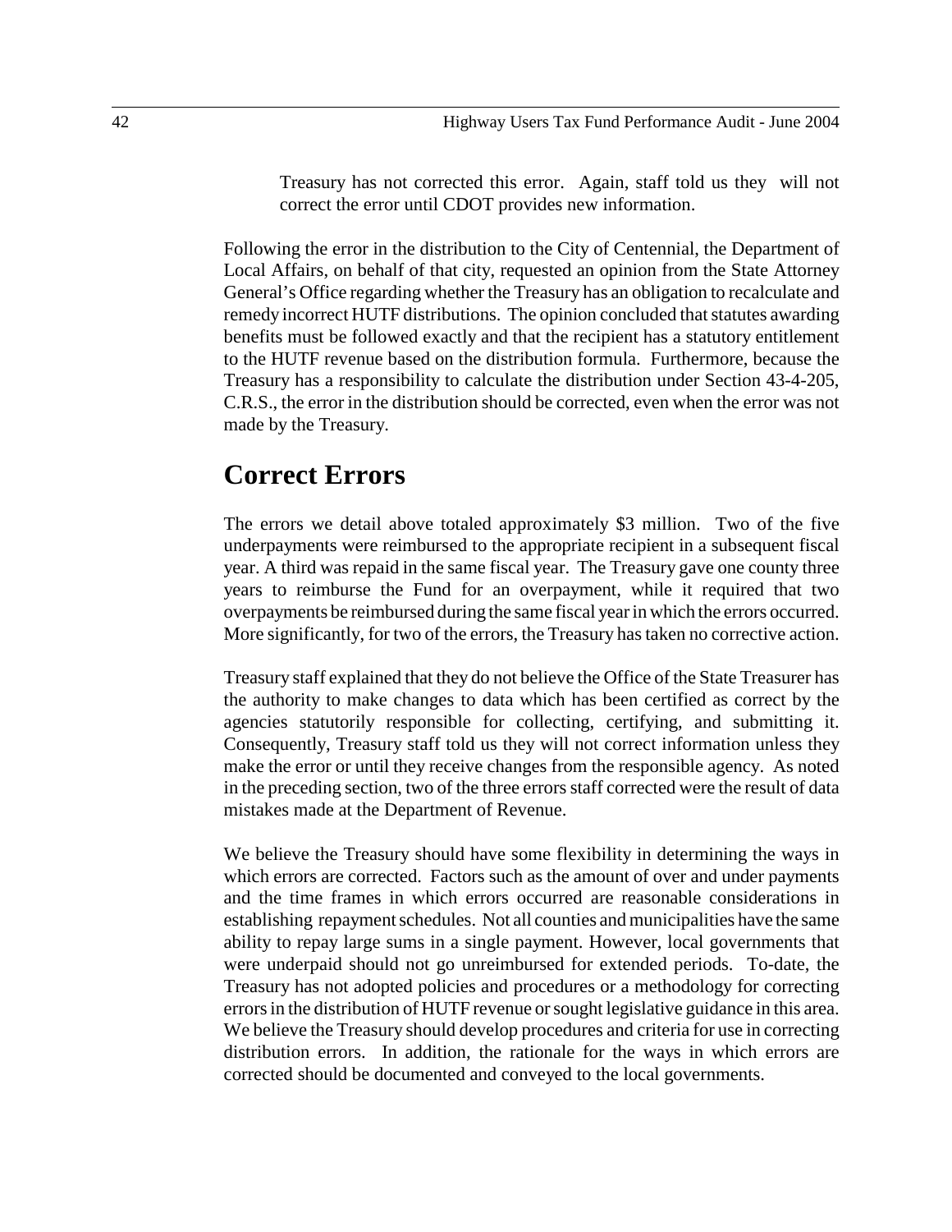Treasury has not corrected this error. Again, staff told us they will not correct the error until CDOT provides new information.

Following the error in the distribution to the City of Centennial, the Department of Local Affairs, on behalf of that city, requested an opinion from the State Attorney General's Office regarding whether the Treasury has an obligation to recalculate and remedy incorrect HUTF distributions. The opinion concluded that statutes awarding benefits must be followed exactly and that the recipient has a statutory entitlement to the HUTF revenue based on the distribution formula. Furthermore, because the Treasury has a responsibility to calculate the distribution under Section 43-4-205, C.R.S., the error in the distribution should be corrected, even when the error was not made by the Treasury.

## Correct Errors

The errors we detail above totaled approximately $3 million. Two of the five underpayments were reimbursed to the appropriate recipient in a subsequent fiscal year. A third was repaid in the same fiscal year. The Treasury gave one county three years to reimburse the Fund for an overpayment, while it required that two overpayments be reimbursed during the same fiscal year in which the errors occurred. More significantly, for two of the errors, the Treasury has taken no corrective action.

Treasury staff explained that they do not believe the Office of the State Treasurer has the authority to make changes to data which has been certified as correct by the agencies statutorily responsible for collecting, certifying, and submitting it. Consequently, Treasury staff told us they will not correct information unless they make the error or until they receive changes from the responsible agency. As noted in the preceding section, two of the three errors staff corrected were the result of data mistakes made at the Department of Revenue.

We believe the Treasury should have some flexibility in determining the ways in which errors are corrected. Factors such as the amount of over and under payments and the time frames in which errors occurred are reasonable considerations in establishing repayment schedules. Not all counties and municipalities have the same ability to repay large sums in a single payment. However, local governments that were underpaid should not go unreimbursed for extended periods. To-date, the Treasury has not adopted policies and procedures or a methodology for correcting errors in the distribution of HUTF revenue or sought legislative guidance in this area. We believe the Treasury should develop procedures and criteria for use in correcting distribution errors. In addition, the rationale for the ways in which errors are corrected should be documented and conveyed to the local governments.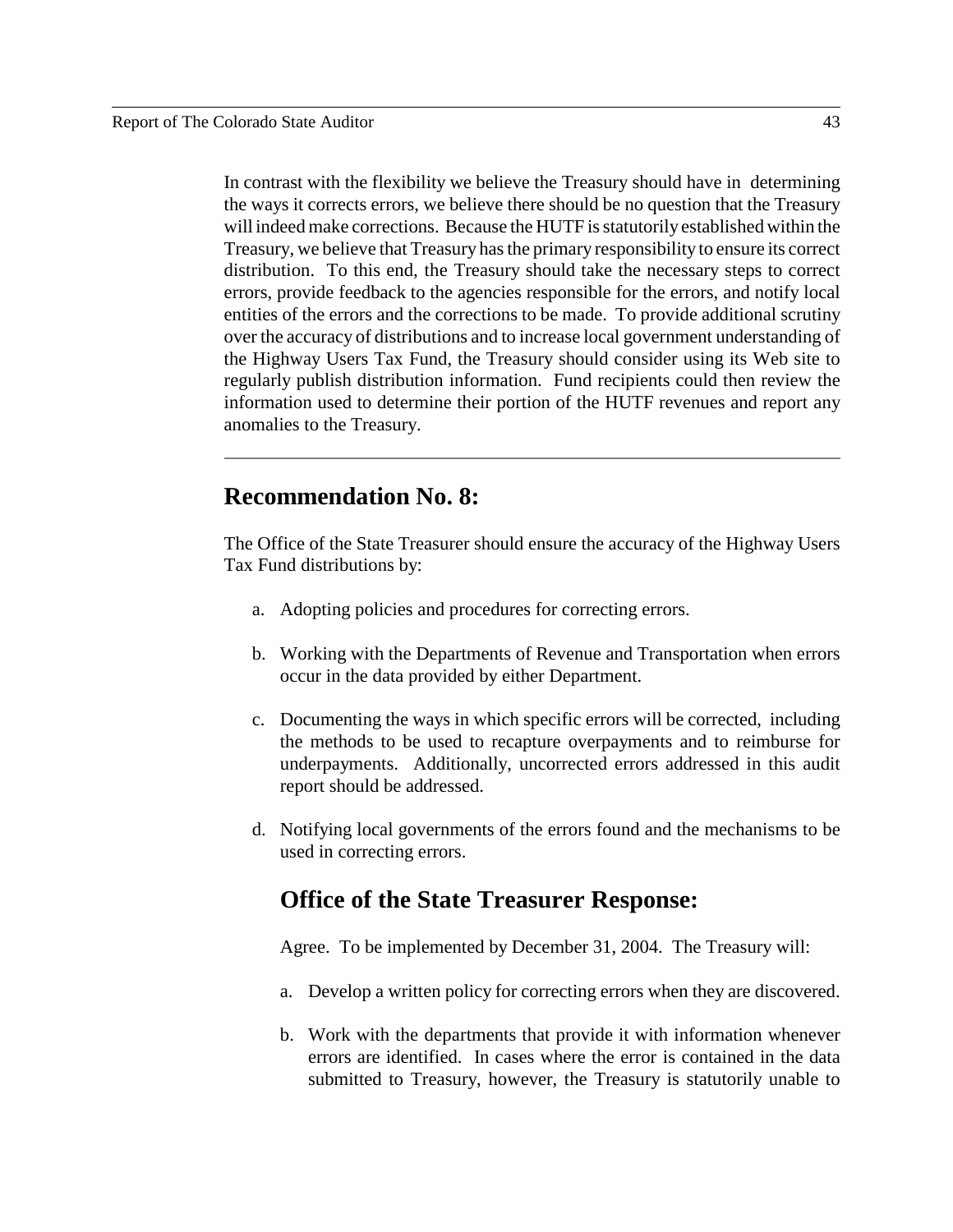In contrast with the flexibility we believe the Treasury should have in determining the ways it corrects errors, we believe there should be no question that the Treasury will indeed make corrections. Because the HUTF is statutorily established within the Treasury, we believe that Treasury has the primary responsibility to ensure its correct distribution. To this end, the Treasury should take the necessary steps to correct errors, provide feedback to the agencies responsible for the errors, and notify local entities of the errors and the corrections to be made. To provide additional scrutiny over the accuracy of distributions and to increase local government understanding of the Highway Users Tax Fund, the Treasury should consider using its Web site to regularly publish distribution information. Fund recipients could then review the information used to determine their portion of the HUTF revenues and report any anomalies to the Treasury.

---

## Recommendation No. 8:

The Office of the State Treasurer should ensure the accuracy of the Highway Users Tax Fund distributions by:

a. Adopting policies and procedures for correcting errors.

b. Working with the Departments of Revenue and Transportation when errors occur in the data provided by either Department.

c. Documenting the ways in which specific errors will be corrected, including the methods to be used to recapture overpayments and to reimburse for underpayments. Additionally, uncorrected errors addressed in this audit report should be addressed.

d. Notifying local governments of the errors found and the mechanisms to be used in correcting errors.

### Office of the State Treasurer Response:

Agree. To be implemented by December 31, 2004. The Treasury will:

a. Develop a written policy for correcting errors when they are discovered.

b. Work with the departments that provide it with information whenever errors are identified. In cases where the error is contained in the data submitted to Treasury, however, the Treasury is statutorily unable to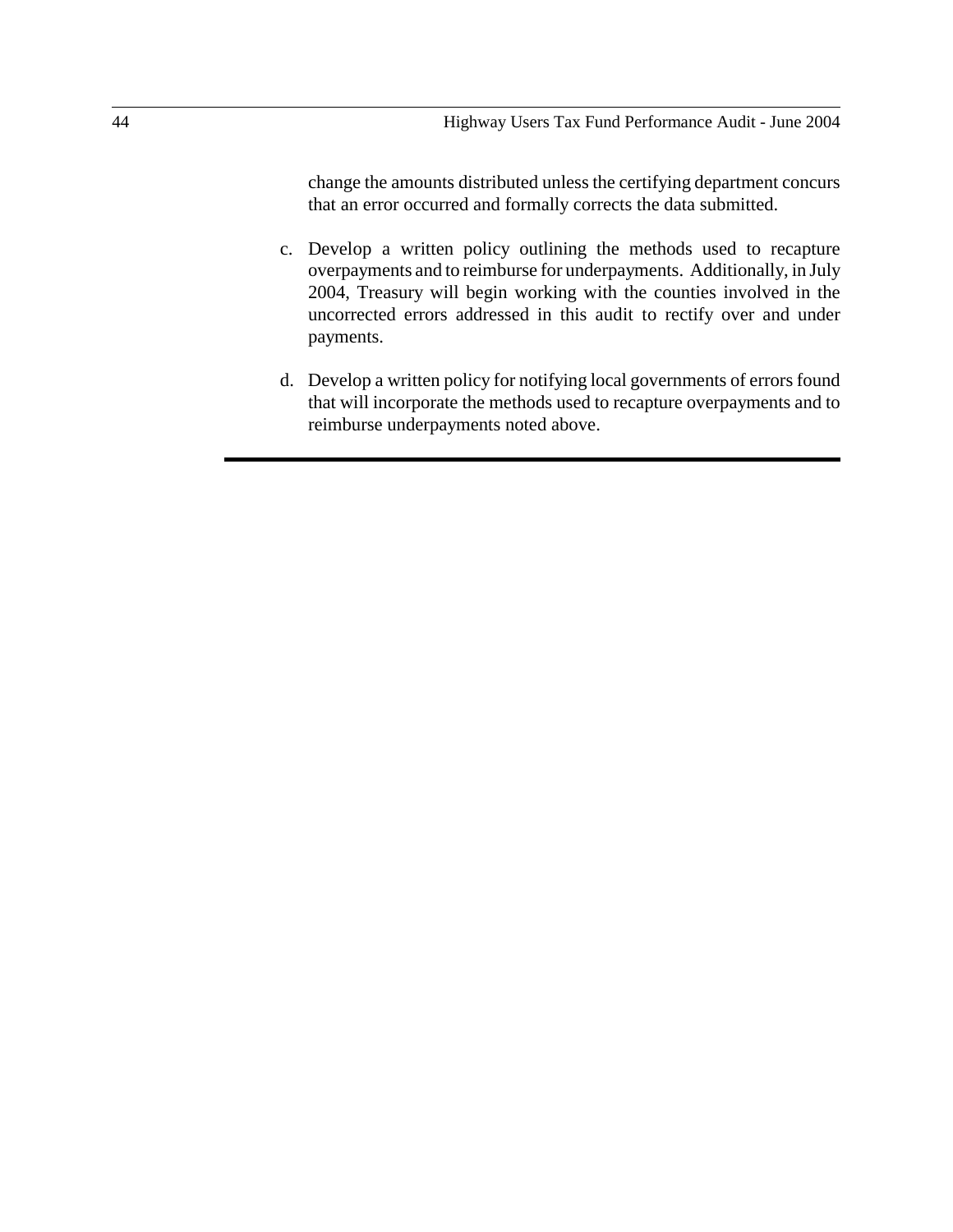change the amounts distributed unless the certifying department concurs that an error occurred and formally corrects the data submitted.

c. Develop a written policy outlining the methods used to recapture overpayments and to reimburse for underpayments. Additionally, in July 2004, Treasury will begin working with the counties involved in the uncorrected errors addressed in this audit to rectify over and under payments.

d. Develop a written policy for notifying local governments of errors found that will incorporate the methods used to recapture overpayments and to reimburse underpayments noted above.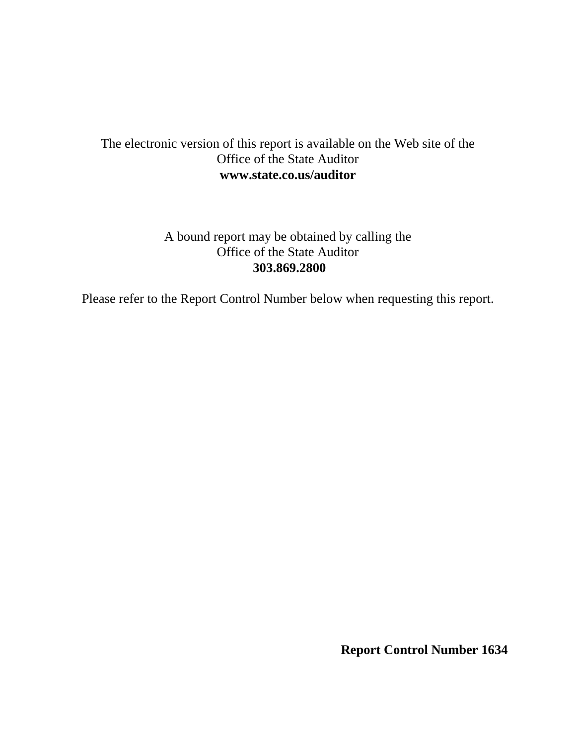The electronic version of this report is available on the Web site of the
Office of the State Auditor
**www.state.co.us/auditor**

A bound report may be obtained by calling the
Office of the State Auditor
**303.869.2800**

Please refer to the Report Control Number below when requesting this report.

**Report Control Number 1634**